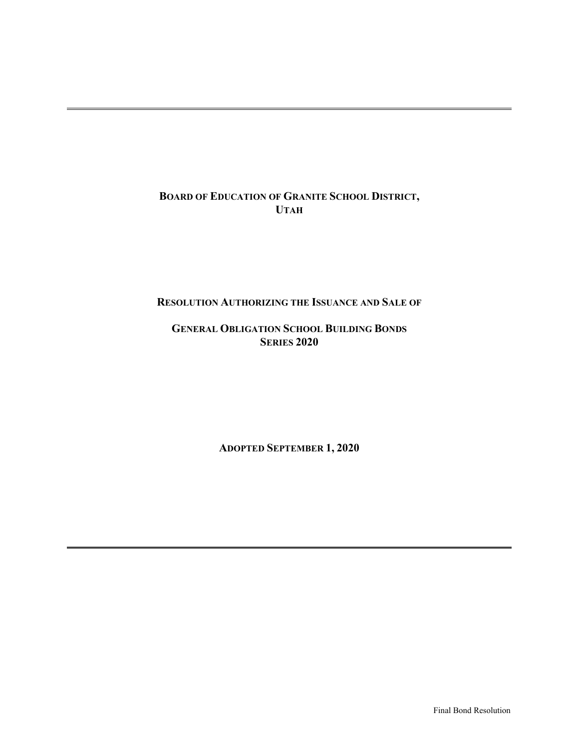# BOARD OF EDUCATION OF GRANITE SCHOOL DISTRICT, UTAH

## RESOLUTION AUTHORIZING THE ISSUANCE AND SALE OF

## GENERAL OBLIGATION SCHOOL BUILDING BONDS SERIES 2020

**ADOPTED SEPTEMBER 1, 2020**

Final Bond Resolution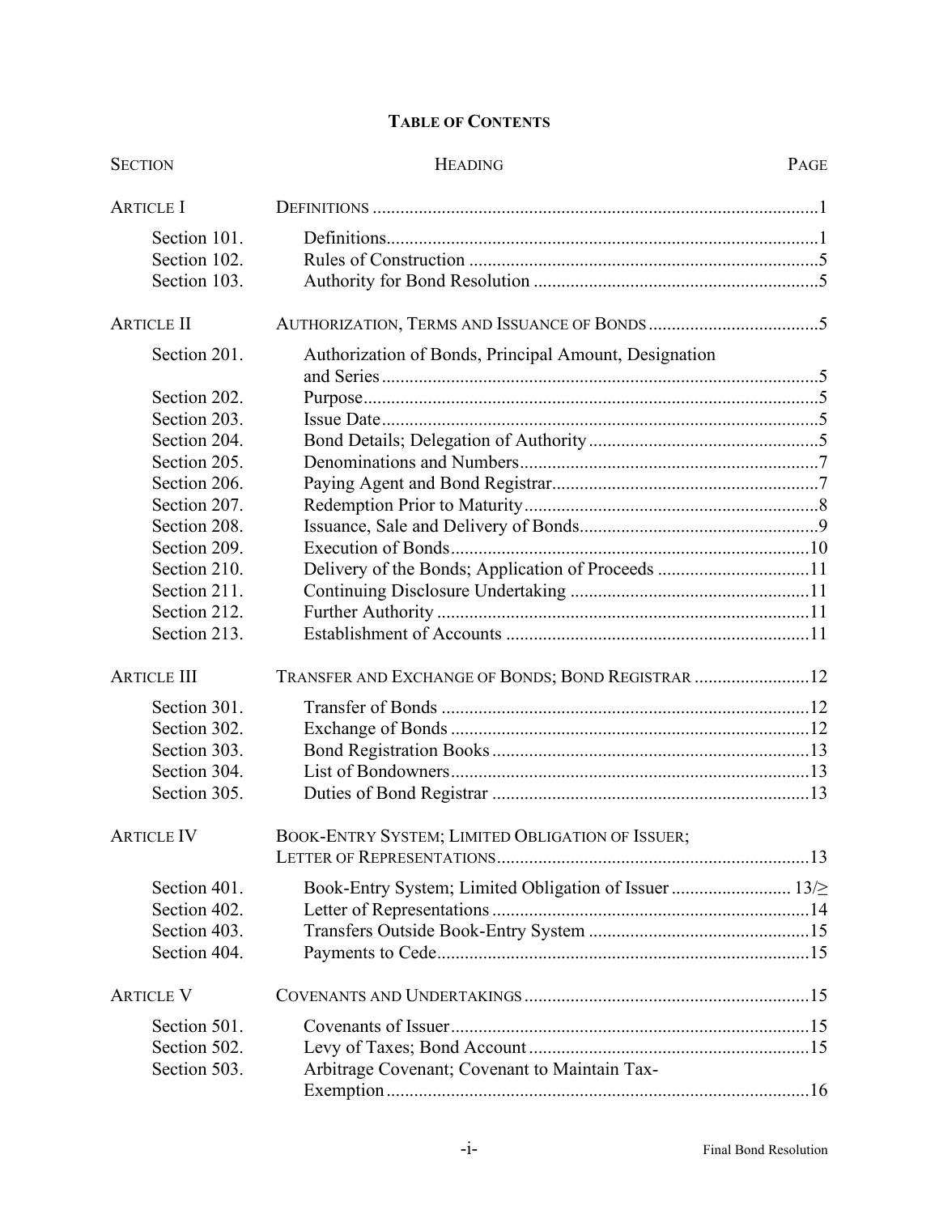**TABLE OF CONTENTS**

| SECTION | HEADING | PAGE |
|---|---|---|
| ARTICLE I | DEFINITIONS | 1 |
| Section 101. | Definitions | 1 |
| Section 102. | Rules of Construction | 5 |
| Section 103. | Authority for Bond Resolution | 5 |
| ARTICLE II | AUTHORIZATION, TERMS AND ISSUANCE OF BONDS | 5 |
| Section 201. | Authorization of Bonds, Principal Amount, Designation and Series | 5 |
| Section 202. | Purpose | 5 |
| Section 203. | Issue Date | 5 |
| Section 204. | Bond Details; Delegation of Authority | 5 |
| Section 205. | Denominations and Numbers | 7 |
| Section 206. | Paying Agent and Bond Registrar | 7 |
| Section 207. | Redemption Prior to Maturity | 8 |
| Section 208. | Issuance, Sale and Delivery of Bonds | 9 |
| Section 209. | Execution of Bonds | 10 |
| Section 210. | Delivery of the Bonds; Application of Proceeds | 11 |
| Section 211. | Continuing Disclosure Undertaking | 11 |
| Section 212. | Further Authority | 11 |
| Section 213. | Establishment of Accounts | 11 |
| ARTICLE III | TRANSFER AND EXCHANGE OF BONDS; BOND REGISTRAR | 12 |
| Section 301. | Transfer of Bonds | 12 |
| Section 302. | Exchange of Bonds | 12 |
| Section 303. | Bond Registration Books | 13 |
| Section 304. | List of Bondowners | 13 |
| Section 305. | Duties of Bond Registrar | 13 |
| ARTICLE IV | BOOK-ENTRY SYSTEM; LIMITED OBLIGATION OF ISSUER; LETTER OF REPRESENTATIONS | 13 |
| Section 401. | Book-Entry System; Limited Obligation of Issuer | 13/≥ |
| Section 402. | Letter of Representations | 14 |
| Section 403. | Transfers Outside Book-Entry System | 15 |
| Section 404. | Payments to Cede | 15 |
| ARTICLE V | COVENANTS AND UNDERTAKINGS | 15 |
| Section 501. | Covenants of Issuer | 15 |
| Section 502. | Levy of Taxes; Bond Account | 15 |
| Section 503. | Arbitrage Covenant; Covenant to Maintain Tax-Exemption | 16 |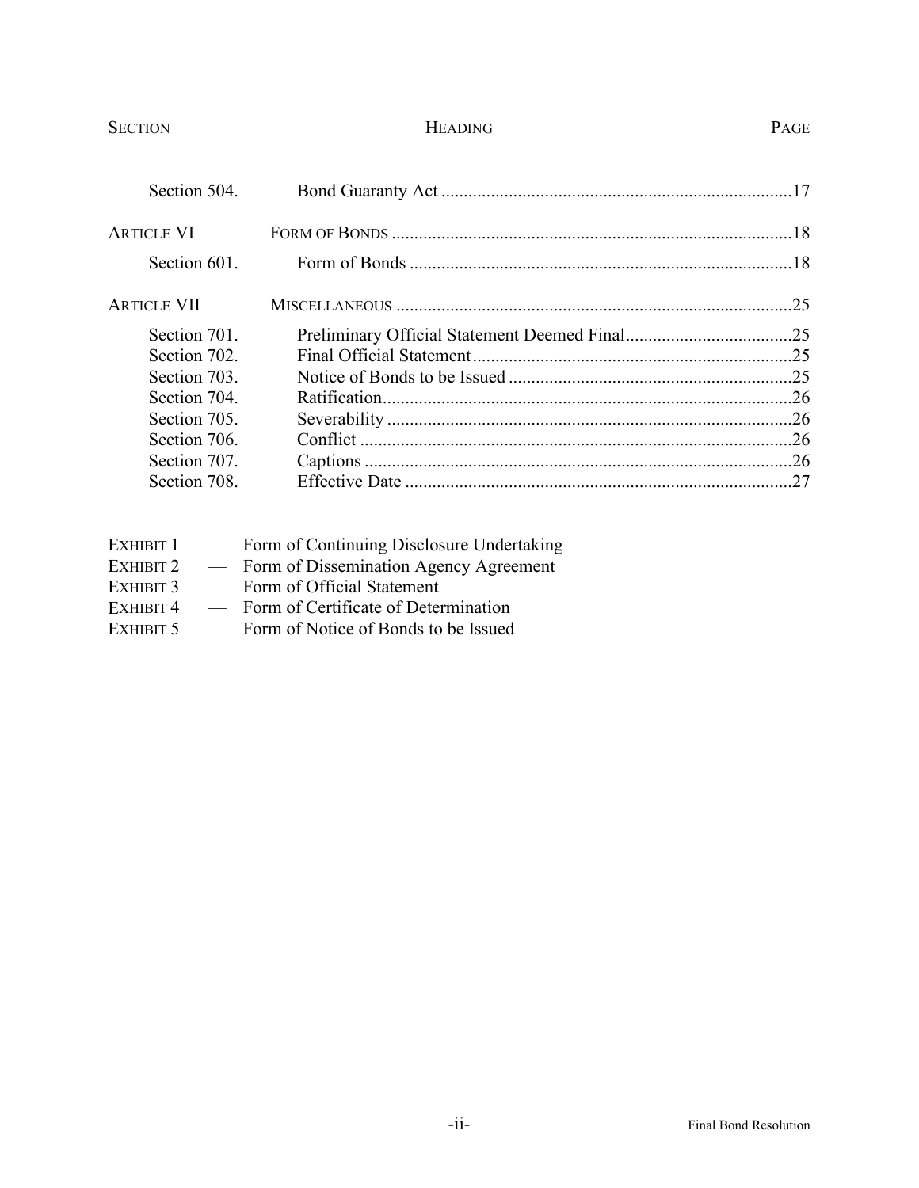| SECTION | HEADING | PAGE |
|---|---|---|
| Section 504. | Bond Guaranty Act | 17 |
| ARTICLE VI | FORM OF BONDS | 18 |
| Section 601. | Form of Bonds | 18 |
| ARTICLE VII | MISCELLANEOUS | 25 |
| Section 701. | Preliminary Official Statement Deemed Final | 25 |
| Section 702. | Final Official Statement | 25 |
| Section 703. | Notice of Bonds to be Issued | 25 |
| Section 704. | Ratification | 26 |
| Section 705. | Severability | 26 |
| Section 706. | Conflict | 26 |
| Section 707. | Captions | 26 |
| Section 708. | Effective Date | 27 |

EXHIBIT 1 — Form of Continuing Disclosure Undertaking
EXHIBIT 2 — Form of Dissemination Agency Agreement
EXHIBIT 3 — Form of Official Statement
EXHIBIT 4 — Form of Certificate of Determination
EXHIBIT 5 — Form of Notice of Bonds to be Issued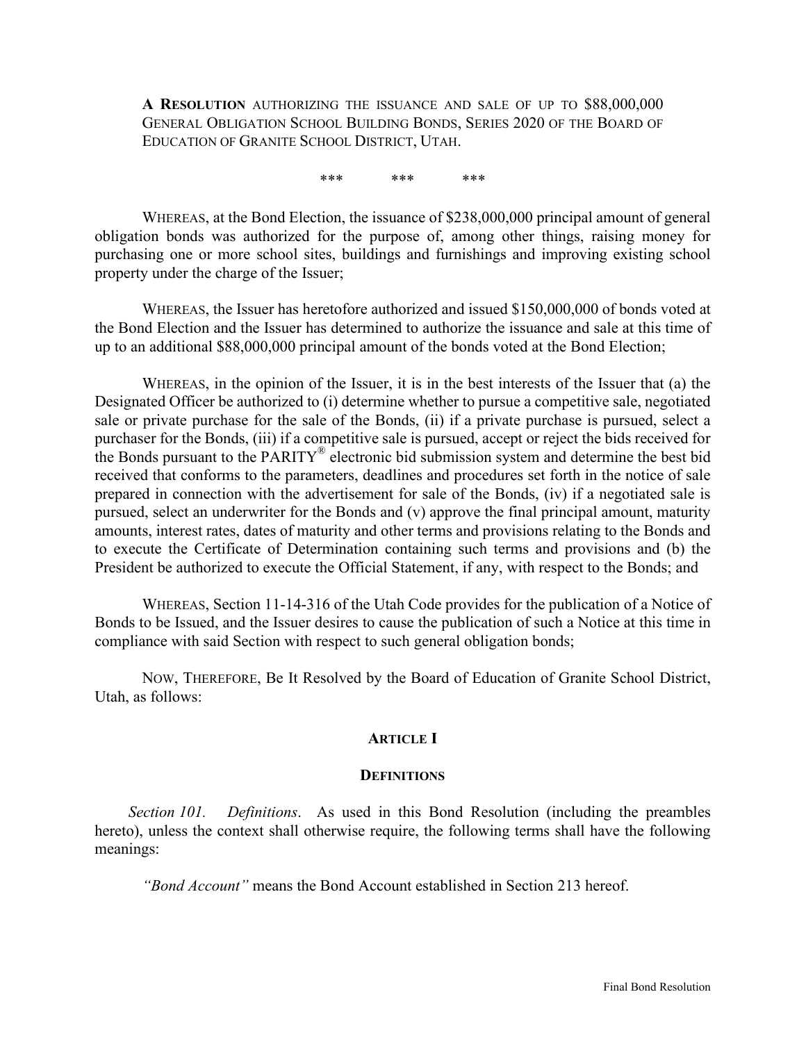**A RESOLUTION** AUTHORIZING THE ISSUANCE AND SALE OF UP TO $88,000,000 GENERAL OBLIGATION SCHOOL BUILDING BONDS, SERIES 2020 OF THE BOARD OF EDUCATION OF GRANITE SCHOOL DISTRICT, UTAH.

\*\*\* \*\*\* \*\*\*

WHEREAS, at the Bond Election, the issuance of $238,000,000 principal amount of general obligation bonds was authorized for the purpose of, among other things, raising money for purchasing one or more school sites, buildings and furnishings and improving existing school property under the charge of the Issuer;

WHEREAS, the Issuer has heretofore authorized and issued $150,000,000 of bonds voted at the Bond Election and the Issuer has determined to authorize the issuance and sale at this time of up to an additional $88,000,000 principal amount of the bonds voted at the Bond Election;

WHEREAS, in the opinion of the Issuer, it is in the best interests of the Issuer that (a) the Designated Officer be authorized to (i) determine whether to pursue a competitive sale, negotiated sale or private purchase for the sale of the Bonds, (ii) if a private purchase is pursued, select a purchaser for the Bonds, (iii) if a competitive sale is pursued, accept or reject the bids received for the Bonds pursuant to the PARITY® electronic bid submission system and determine the best bid received that conforms to the parameters, deadlines and procedures set forth in the notice of sale prepared in connection with the advertisement for sale of the Bonds, (iv) if a negotiated sale is pursued, select an underwriter for the Bonds and (v) approve the final principal amount, maturity amounts, interest rates, dates of maturity and other terms and provisions relating to the Bonds and to execute the Certificate of Determination containing such terms and provisions and (b) the President be authorized to execute the Official Statement, if any, with respect to the Bonds; and

WHEREAS, Section 11-14-316 of the Utah Code provides for the publication of a Notice of Bonds to be Issued, and the Issuer desires to cause the publication of such a Notice at this time in compliance with said Section with respect to such general obligation bonds;

NOW, THEREFORE, Be It Resolved by the Board of Education of Granite School District, Utah, as follows:

## ARTICLE I

## DEFINITIONS

*Section 101. Definitions.* As used in this Bond Resolution (including the preambles hereto), unless the context shall otherwise require, the following terms shall have the following meanings:

*"Bond Account"* means the Bond Account established in Section 213 hereof.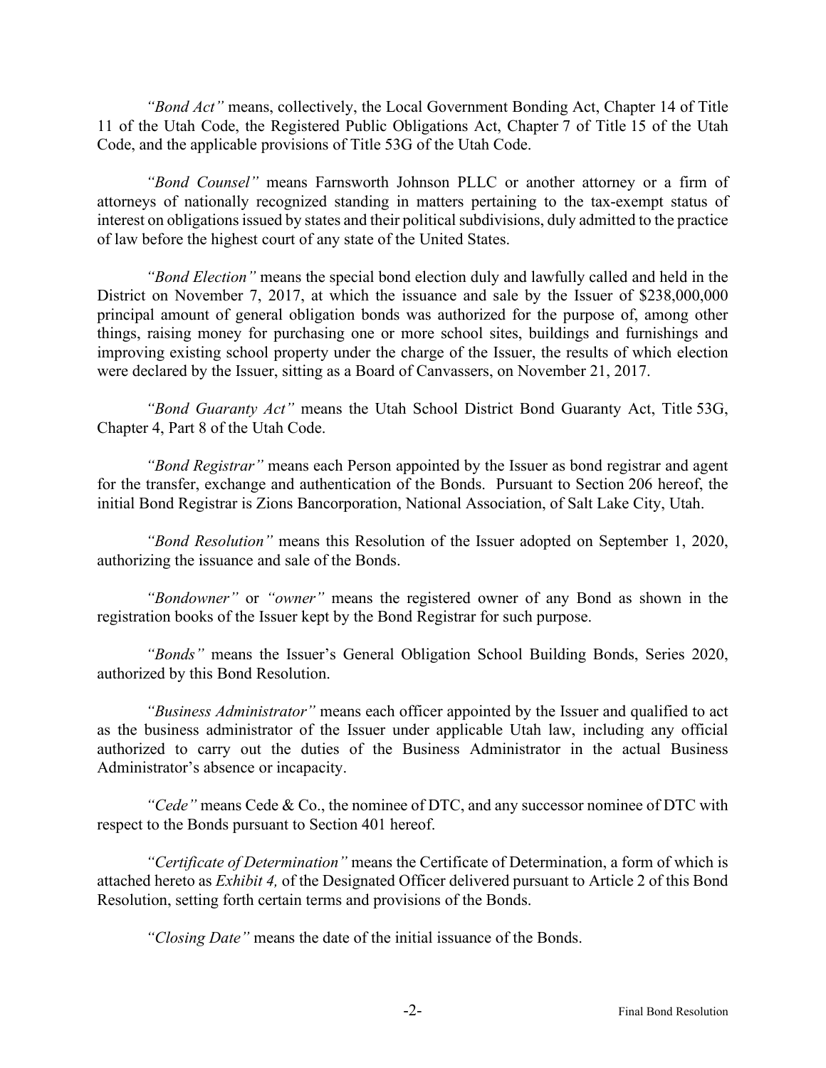*"Bond Act"* means, collectively, the Local Government Bonding Act, Chapter 14 of Title 11 of the Utah Code, the Registered Public Obligations Act, Chapter 7 of Title 15 of the Utah Code, and the applicable provisions of Title 53G of the Utah Code.

*"Bond Counsel"* means Farnsworth Johnson PLLC or another attorney or a firm of attorneys of nationally recognized standing in matters pertaining to the tax-exempt status of interest on obligations issued by states and their political subdivisions, duly admitted to the practice of law before the highest court of any state of the United States.

*"Bond Election"* means the special bond election duly and lawfully called and held in the District on November 7, 2017, at which the issuance and sale by the Issuer of $238,000,000 principal amount of general obligation bonds was authorized for the purpose of, among other things, raising money for purchasing one or more school sites, buildings and furnishings and improving existing school property under the charge of the Issuer, the results of which election were declared by the Issuer, sitting as a Board of Canvassers, on November 21, 2017.

*"Bond Guaranty Act"* means the Utah School District Bond Guaranty Act, Title 53G, Chapter 4, Part 8 of the Utah Code.

*"Bond Registrar"* means each Person appointed by the Issuer as bond registrar and agent for the transfer, exchange and authentication of the Bonds. Pursuant to Section 206 hereof, the initial Bond Registrar is Zions Bancorporation, National Association, of Salt Lake City, Utah.

*"Bond Resolution"* means this Resolution of the Issuer adopted on September 1, 2020, authorizing the issuance and sale of the Bonds.

*"Bondowner"* or *"owner"* means the registered owner of any Bond as shown in the registration books of the Issuer kept by the Bond Registrar for such purpose.

*"Bonds"* means the Issuer's General Obligation School Building Bonds, Series 2020, authorized by this Bond Resolution.

*"Business Administrator"* means each officer appointed by the Issuer and qualified to act as the business administrator of the Issuer under applicable Utah law, including any official authorized to carry out the duties of the Business Administrator in the actual Business Administrator's absence or incapacity.

*"Cede"* means Cede & Co., the nominee of DTC, and any successor nominee of DTC with respect to the Bonds pursuant to Section 401 hereof.

*"Certificate of Determination"* means the Certificate of Determination, a form of which is attached hereto as *Exhibit 4,* of the Designated Officer delivered pursuant to Article 2 of this Bond Resolution, setting forth certain terms and provisions of the Bonds.

*"Closing Date"* means the date of the initial issuance of the Bonds.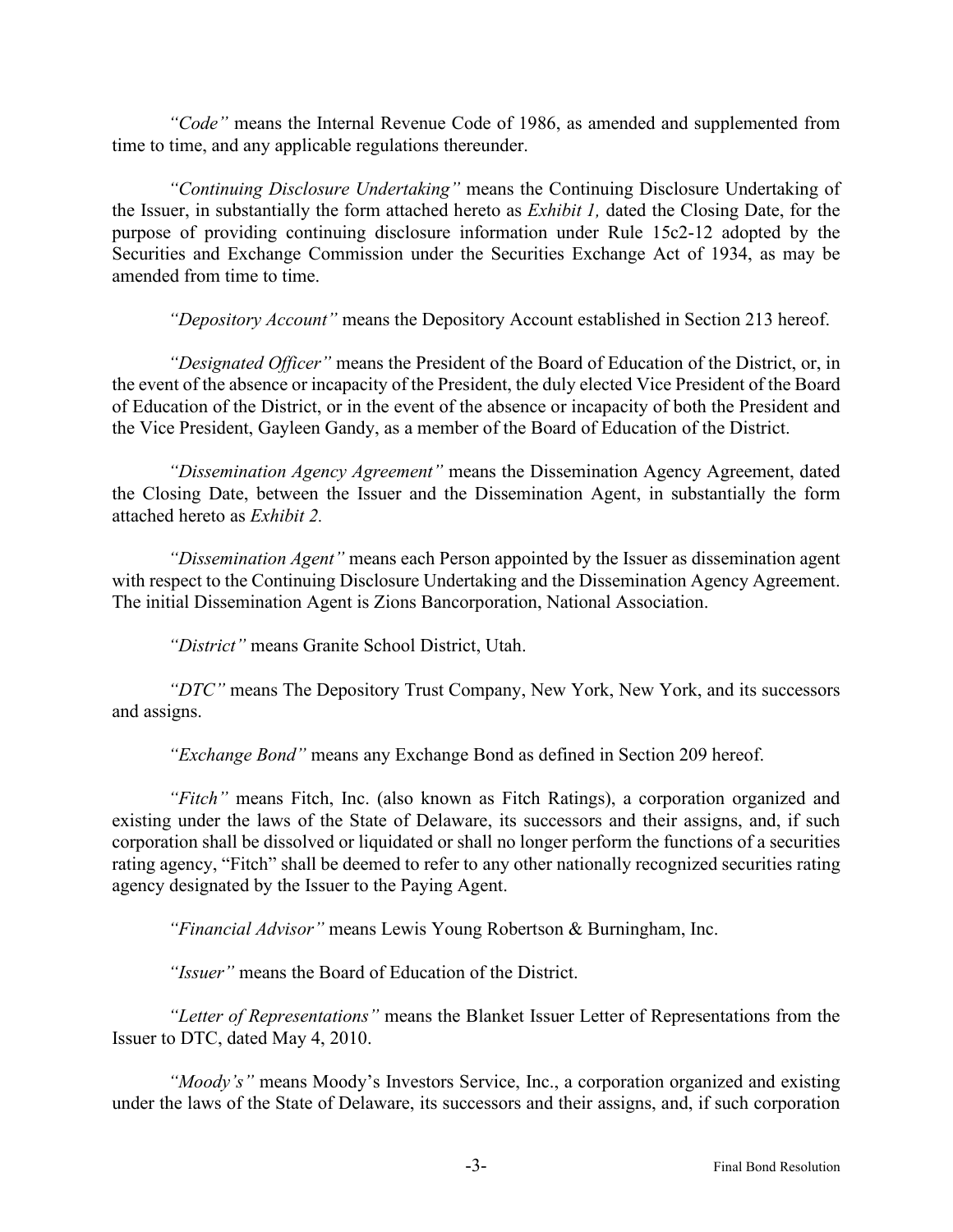*"Code"* means the Internal Revenue Code of 1986, as amended and supplemented from time to time, and any applicable regulations thereunder.

*"Continuing Disclosure Undertaking"* means the Continuing Disclosure Undertaking of the Issuer, in substantially the form attached hereto as *Exhibit 1,* dated the Closing Date, for the purpose of providing continuing disclosure information under Rule 15c2-12 adopted by the Securities and Exchange Commission under the Securities Exchange Act of 1934, as may be amended from time to time.

*"Depository Account"* means the Depository Account established in Section 213 hereof.

*"Designated Officer"* means the President of the Board of Education of the District, or, in the event of the absence or incapacity of the President, the duly elected Vice President of the Board of Education of the District, or in the event of the absence or incapacity of both the President and the Vice President, Gayleen Gandy, as a member of the Board of Education of the District.

*"Dissemination Agency Agreement"* means the Dissemination Agency Agreement, dated the Closing Date, between the Issuer and the Dissemination Agent, in substantially the form attached hereto as *Exhibit 2.*

*"Dissemination Agent"* means each Person appointed by the Issuer as dissemination agent with respect to the Continuing Disclosure Undertaking and the Dissemination Agency Agreement. The initial Dissemination Agent is Zions Bancorporation, National Association.

*"District"* means Granite School District, Utah.

*"DTC"* means The Depository Trust Company, New York, New York, and its successors and assigns.

*"Exchange Bond"* means any Exchange Bond as defined in Section 209 hereof.

*"Fitch"* means Fitch, Inc. (also known as Fitch Ratings), a corporation organized and existing under the laws of the State of Delaware, its successors and their assigns, and, if such corporation shall be dissolved or liquidated or shall no longer perform the functions of a securities rating agency, "Fitch" shall be deemed to refer to any other nationally recognized securities rating agency designated by the Issuer to the Paying Agent.

*"Financial Advisor"* means Lewis Young Robertson & Burningham, Inc.

*"Issuer"* means the Board of Education of the District.

*"Letter of Representations"* means the Blanket Issuer Letter of Representations from the Issuer to DTC, dated May 4, 2010.

*"Moody's"* means Moody's Investors Service, Inc., a corporation organized and existing under the laws of the State of Delaware, its successors and their assigns, and, if such corporation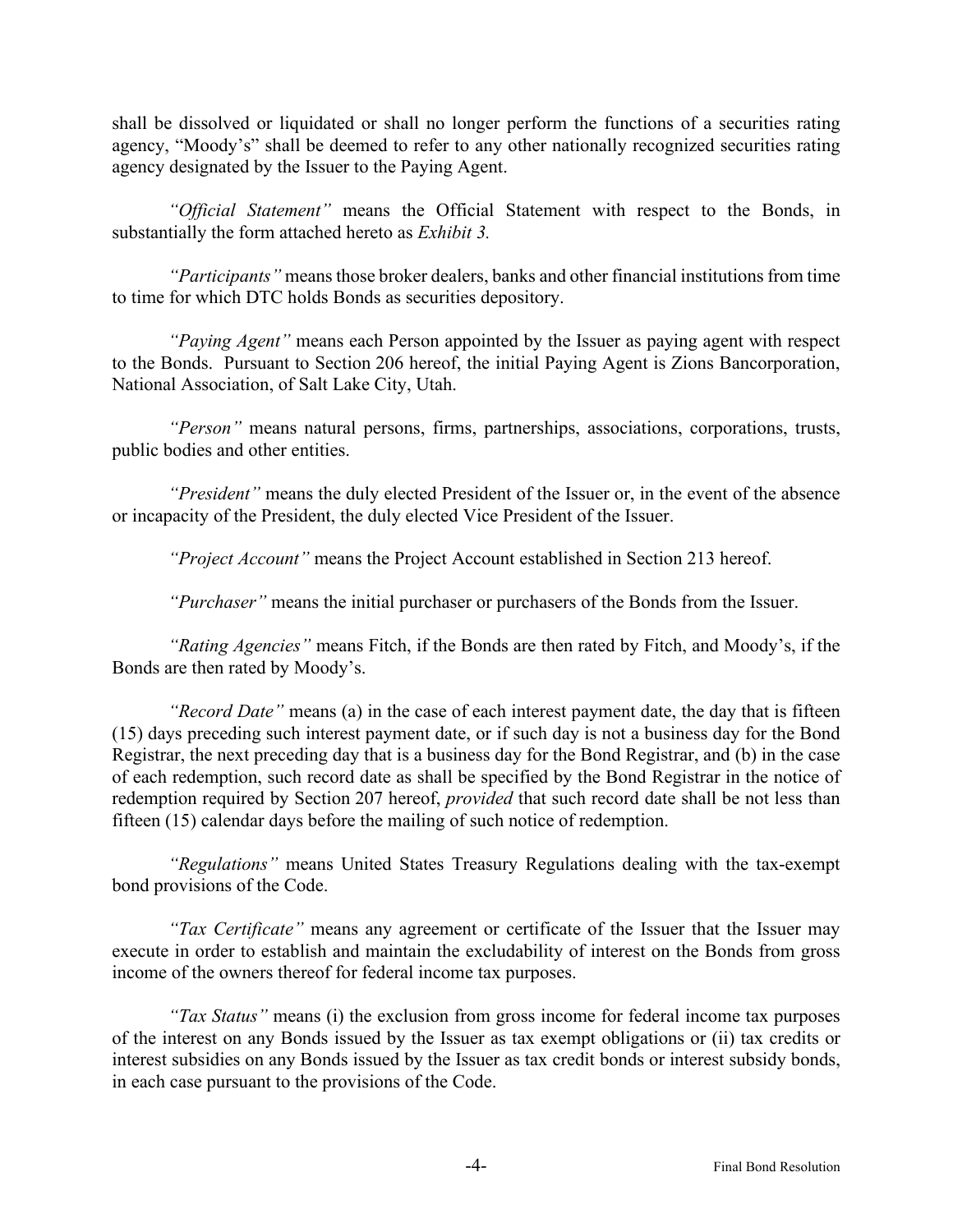shall be dissolved or liquidated or shall no longer perform the functions of a securities rating agency, "Moody's" shall be deemed to refer to any other nationally recognized securities rating agency designated by the Issuer to the Paying Agent.

*"Official Statement"* means the Official Statement with respect to the Bonds, in substantially the form attached hereto as *Exhibit 3.*

*"Participants"* means those broker dealers, banks and other financial institutions from time to time for which DTC holds Bonds as securities depository.

*"Paying Agent"* means each Person appointed by the Issuer as paying agent with respect to the Bonds. Pursuant to Section 206 hereof, the initial Paying Agent is Zions Bancorporation, National Association, of Salt Lake City, Utah.

*"Person"* means natural persons, firms, partnerships, associations, corporations, trusts, public bodies and other entities.

*"President"* means the duly elected President of the Issuer or, in the event of the absence or incapacity of the President, the duly elected Vice President of the Issuer.

*"Project Account"* means the Project Account established in Section 213 hereof.

*"Purchaser"* means the initial purchaser or purchasers of the Bonds from the Issuer.

*"Rating Agencies"* means Fitch, if the Bonds are then rated by Fitch, and Moody's, if the Bonds are then rated by Moody's.

*"Record Date"* means (a) in the case of each interest payment date, the day that is fifteen (15) days preceding such interest payment date, or if such day is not a business day for the Bond Registrar, the next preceding day that is a business day for the Bond Registrar, and (b) in the case of each redemption, such record date as shall be specified by the Bond Registrar in the notice of redemption required by Section 207 hereof, *provided* that such record date shall be not less than fifteen (15) calendar days before the mailing of such notice of redemption.

*"Regulations"* means United States Treasury Regulations dealing with the tax-exempt bond provisions of the Code.

*"Tax Certificate"* means any agreement or certificate of the Issuer that the Issuer may execute in order to establish and maintain the excludability of interest on the Bonds from gross income of the owners thereof for federal income tax purposes.

*"Tax Status"* means (i) the exclusion from gross income for federal income tax purposes of the interest on any Bonds issued by the Issuer as tax exempt obligations or (ii) tax credits or interest subsidies on any Bonds issued by the Issuer as tax credit bonds or interest subsidy bonds, in each case pursuant to the provisions of the Code.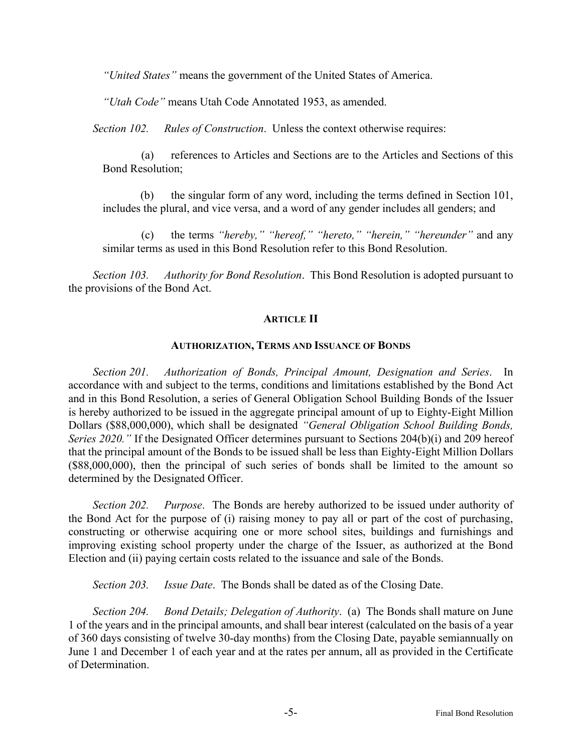*"United States"* means the government of the United States of America.

*"Utah Code"* means Utah Code Annotated 1953, as amended.

*Section 102. Rules of Construction*. Unless the context otherwise requires:

(a) references to Articles and Sections are to the Articles and Sections of this Bond Resolution;

(b) the singular form of any word, including the terms defined in Section 101, includes the plural, and vice versa, and a word of any gender includes all genders; and

(c) the terms *"hereby," "hereof," "hereto," "herein," "hereunder"* and any similar terms as used in this Bond Resolution refer to this Bond Resolution.

*Section 103. Authority for Bond Resolution*. This Bond Resolution is adopted pursuant to the provisions of the Bond Act.

## ARTICLE II

## AUTHORIZATION, TERMS AND ISSUANCE OF BONDS

*Section 201. Authorization of Bonds, Principal Amount, Designation and Series*. In accordance with and subject to the terms, conditions and limitations established by the Bond Act and in this Bond Resolution, a series of General Obligation School Building Bonds of the Issuer is hereby authorized to be issued in the aggregate principal amount of up to Eighty-Eight Million Dollars ($88,000,000), which shall be designated *"General Obligation School Building Bonds, Series 2020."* If the Designated Officer determines pursuant to Sections 204(b)(i) and 209 hereof that the principal amount of the Bonds to be issued shall be less than Eighty-Eight Million Dollars ($88,000,000), then the principal of such series of bonds shall be limited to the amount so determined by the Designated Officer.

*Section 202. Purpose*. The Bonds are hereby authorized to be issued under authority of the Bond Act for the purpose of (i) raising money to pay all or part of the cost of purchasing, constructing or otherwise acquiring one or more school sites, buildings and furnishings and improving existing school property under the charge of the Issuer, as authorized at the Bond Election and (ii) paying certain costs related to the issuance and sale of the Bonds.

*Section 203. Issue Date*. The Bonds shall be dated as of the Closing Date.

*Section 204. Bond Details; Delegation of Authority*. (a) The Bonds shall mature on June 1 of the years and in the principal amounts, and shall bear interest (calculated on the basis of a year of 360 days consisting of twelve 30-day months) from the Closing Date, payable semiannually on June 1 and December 1 of each year and at the rates per annum, all as provided in the Certificate of Determination.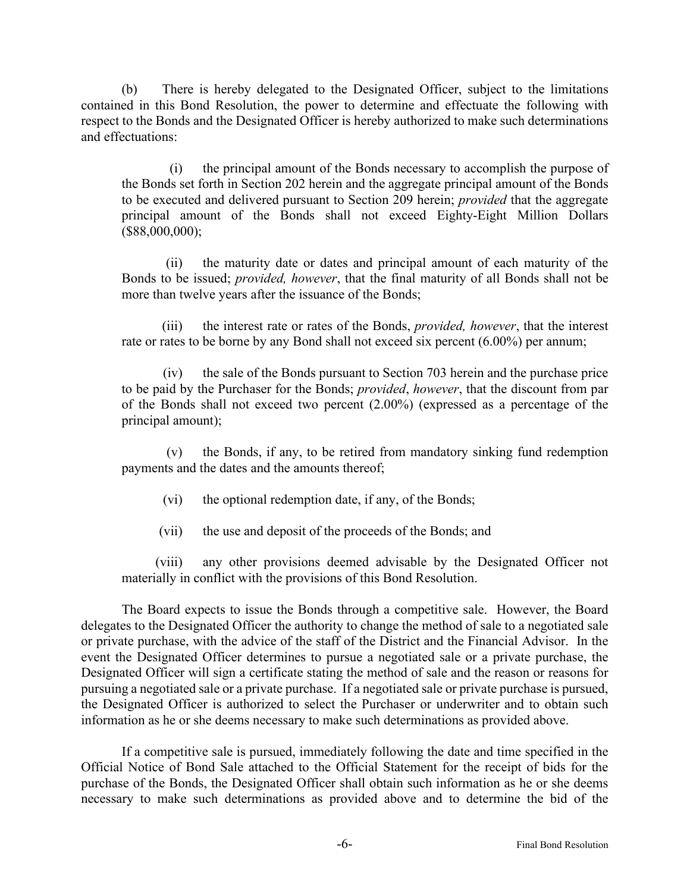(b) There is hereby delegated to the Designated Officer, subject to the limitations contained in this Bond Resolution, the power to determine and effectuate the following with respect to the Bonds and the Designated Officer is hereby authorized to make such determinations and effectuations:

> (i) the principal amount of the Bonds necessary to accomplish the purpose of the Bonds set forth in Section 202 herein and the aggregate principal amount of the Bonds to be executed and delivered pursuant to Section 209 herein; *provided* that the aggregate principal amount of the Bonds shall not exceed Eighty-Eight Million Dollars ($88,000,000);
>
> (ii) the maturity date or dates and principal amount of each maturity of the Bonds to be issued; *provided, however*, that the final maturity of all Bonds shall not be more than twelve years after the issuance of the Bonds;
>
> (iii) the interest rate or rates of the Bonds, *provided, however*, that the interest rate or rates to be borne by any Bond shall not exceed six percent (6.00%) per annum;
>
> (iv) the sale of the Bonds pursuant to Section 703 herein and the purchase price to be paid by the Purchaser for the Bonds; *provided*, *however*, that the discount from par of the Bonds shall not exceed two percent (2.00%) (expressed as a percentage of the principal amount);
>
> (v) the Bonds, if any, to be retired from mandatory sinking fund redemption payments and the dates and the amounts thereof;
>
> (vi) the optional redemption date, if any, of the Bonds;
>
> (vii) the use and deposit of the proceeds of the Bonds; and
>
> (viii) any other provisions deemed advisable by the Designated Officer not materially in conflict with the provisions of this Bond Resolution.

The Board expects to issue the Bonds through a competitive sale. However, the Board delegates to the Designated Officer the authority to change the method of sale to a negotiated sale or private purchase, with the advice of the staff of the District and the Financial Advisor. In the event the Designated Officer determines to pursue a negotiated sale or a private purchase, the Designated Officer will sign a certificate stating the method of sale and the reason or reasons for pursuing a negotiated sale or a private purchase. If a negotiated sale or private purchase is pursued, the Designated Officer is authorized to select the Purchaser or underwriter and to obtain such information as he or she deems necessary to make such determinations as provided above.

If a competitive sale is pursued, immediately following the date and time specified in the Official Notice of Bond Sale attached to the Official Statement for the receipt of bids for the purchase of the Bonds, the Designated Officer shall obtain such information as he or she deems necessary to make such determinations as provided above and to determine the bid of the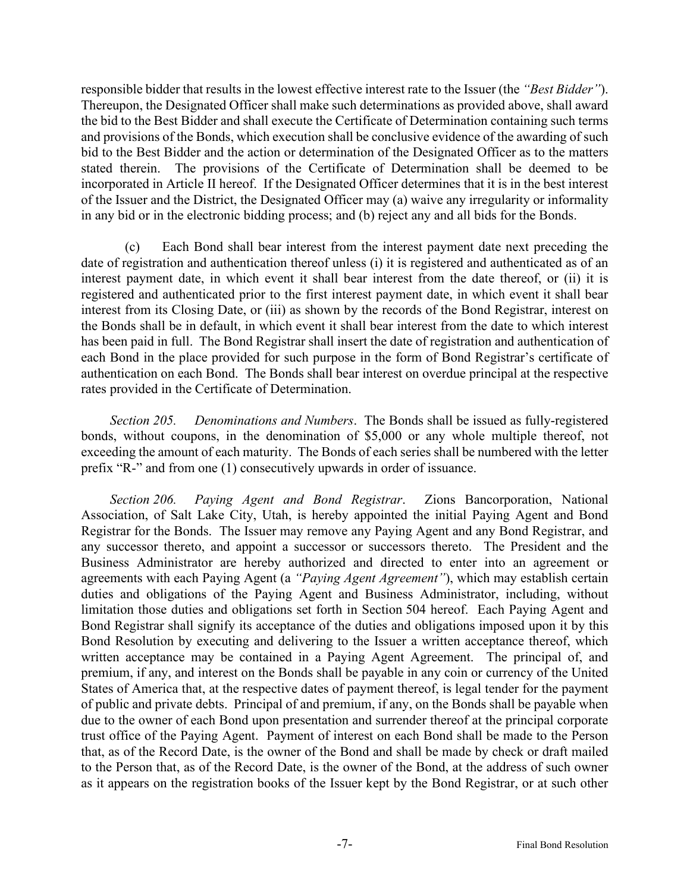responsible bidder that results in the lowest effective interest rate to the Issuer (the *"Best Bidder"*). Thereupon, the Designated Officer shall make such determinations as provided above, shall award the bid to the Best Bidder and shall execute the Certificate of Determination containing such terms and provisions of the Bonds, which execution shall be conclusive evidence of the awarding of such bid to the Best Bidder and the action or determination of the Designated Officer as to the matters stated therein. The provisions of the Certificate of Determination shall be deemed to be incorporated in Article II hereof. If the Designated Officer determines that it is in the best interest of the Issuer and the District, the Designated Officer may (a) waive any irregularity or informality in any bid or in the electronic bidding process; and (b) reject any and all bids for the Bonds.

(c) Each Bond shall bear interest from the interest payment date next preceding the date of registration and authentication thereof unless (i) it is registered and authenticated as of an interest payment date, in which event it shall bear interest from the date thereof, or (ii) it is registered and authenticated prior to the first interest payment date, in which event it shall bear interest from its Closing Date, or (iii) as shown by the records of the Bond Registrar, interest on the Bonds shall be in default, in which event it shall bear interest from the date to which interest has been paid in full. The Bond Registrar shall insert the date of registration and authentication of each Bond in the place provided for such purpose in the form of Bond Registrar's certificate of authentication on each Bond. The Bonds shall bear interest on overdue principal at the respective rates provided in the Certificate of Determination.

*Section 205. Denominations and Numbers*. The Bonds shall be issued as fully-registered bonds, without coupons, in the denomination of $5,000 or any whole multiple thereof, not exceeding the amount of each maturity. The Bonds of each series shall be numbered with the letter prefix "R-" and from one (1) consecutively upwards in order of issuance.

*Section 206. Paying Agent and Bond Registrar*. Zions Bancorporation, National Association, of Salt Lake City, Utah, is hereby appointed the initial Paying Agent and Bond Registrar for the Bonds. The Issuer may remove any Paying Agent and any Bond Registrar, and any successor thereto, and appoint a successor or successors thereto. The President and the Business Administrator are hereby authorized and directed to enter into an agreement or agreements with each Paying Agent (a *"Paying Agent Agreement"*), which may establish certain duties and obligations of the Paying Agent and Business Administrator, including, without limitation those duties and obligations set forth in Section 504 hereof. Each Paying Agent and Bond Registrar shall signify its acceptance of the duties and obligations imposed upon it by this Bond Resolution by executing and delivering to the Issuer a written acceptance thereof, which written acceptance may be contained in a Paying Agent Agreement. The principal of, and premium, if any, and interest on the Bonds shall be payable in any coin or currency of the United States of America that, at the respective dates of payment thereof, is legal tender for the payment of public and private debts. Principal of and premium, if any, on the Bonds shall be payable when due to the owner of each Bond upon presentation and surrender thereof at the principal corporate trust office of the Paying Agent. Payment of interest on each Bond shall be made to the Person that, as of the Record Date, is the owner of the Bond and shall be made by check or draft mailed to the Person that, as of the Record Date, is the owner of the Bond, at the address of such owner as it appears on the registration books of the Issuer kept by the Bond Registrar, or at such other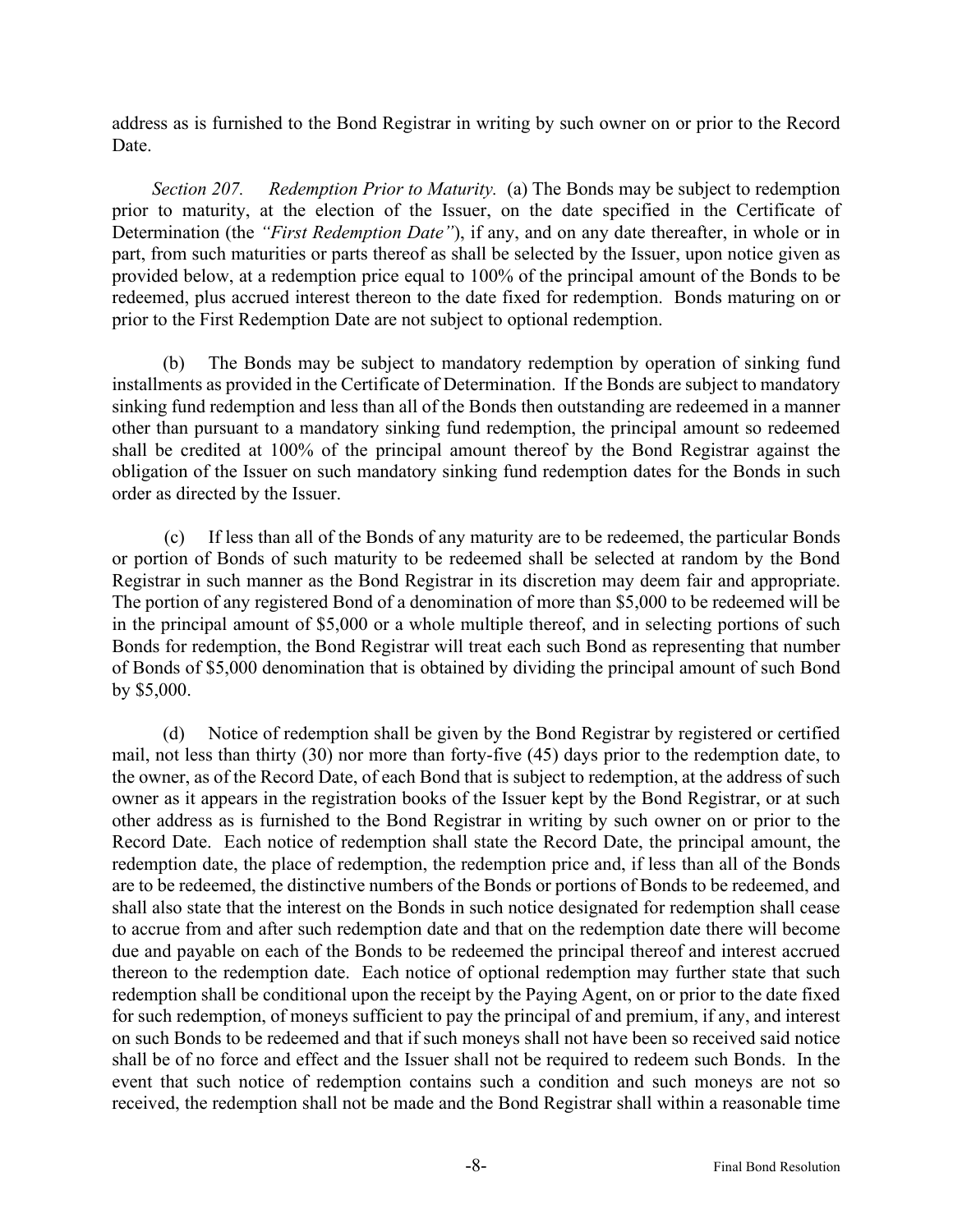address as is furnished to the Bond Registrar in writing by such owner on or prior to the Record Date.

*Section 207. Redemption Prior to Maturity.* (a) The Bonds may be subject to redemption prior to maturity, at the election of the Issuer, on the date specified in the Certificate of Determination (the *"First Redemption Date"*), if any, and on any date thereafter, in whole or in part, from such maturities or parts thereof as shall be selected by the Issuer, upon notice given as provided below, at a redemption price equal to 100% of the principal amount of the Bonds to be redeemed, plus accrued interest thereon to the date fixed for redemption. Bonds maturing on or prior to the First Redemption Date are not subject to optional redemption.

(b) The Bonds may be subject to mandatory redemption by operation of sinking fund installments as provided in the Certificate of Determination. If the Bonds are subject to mandatory sinking fund redemption and less than all of the Bonds then outstanding are redeemed in a manner other than pursuant to a mandatory sinking fund redemption, the principal amount so redeemed shall be credited at 100% of the principal amount thereof by the Bond Registrar against the obligation of the Issuer on such mandatory sinking fund redemption dates for the Bonds in such order as directed by the Issuer.

(c) If less than all of the Bonds of any maturity are to be redeemed, the particular Bonds or portion of Bonds of such maturity to be redeemed shall be selected at random by the Bond Registrar in such manner as the Bond Registrar in its discretion may deem fair and appropriate. The portion of any registered Bond of a denomination of more than $5,000 to be redeemed will be in the principal amount of $5,000 or a whole multiple thereof, and in selecting portions of such Bonds for redemption, the Bond Registrar will treat each such Bond as representing that number of Bonds of $5,000 denomination that is obtained by dividing the principal amount of such Bond by $5,000.

(d) Notice of redemption shall be given by the Bond Registrar by registered or certified mail, not less than thirty (30) nor more than forty-five (45) days prior to the redemption date, to the owner, as of the Record Date, of each Bond that is subject to redemption, at the address of such owner as it appears in the registration books of the Issuer kept by the Bond Registrar, or at such other address as is furnished to the Bond Registrar in writing by such owner on or prior to the Record Date. Each notice of redemption shall state the Record Date, the principal amount, the redemption date, the place of redemption, the redemption price and, if less than all of the Bonds are to be redeemed, the distinctive numbers of the Bonds or portions of Bonds to be redeemed, and shall also state that the interest on the Bonds in such notice designated for redemption shall cease to accrue from and after such redemption date and that on the redemption date there will become due and payable on each of the Bonds to be redeemed the principal thereof and interest accrued thereon to the redemption date. Each notice of optional redemption may further state that such redemption shall be conditional upon the receipt by the Paying Agent, on or prior to the date fixed for such redemption, of moneys sufficient to pay the principal of and premium, if any, and interest on such Bonds to be redeemed and that if such moneys shall not have been so received said notice shall be of no force and effect and the Issuer shall not be required to redeem such Bonds. In the event that such notice of redemption contains such a condition and such moneys are not so received, the redemption shall not be made and the Bond Registrar shall within a reasonable time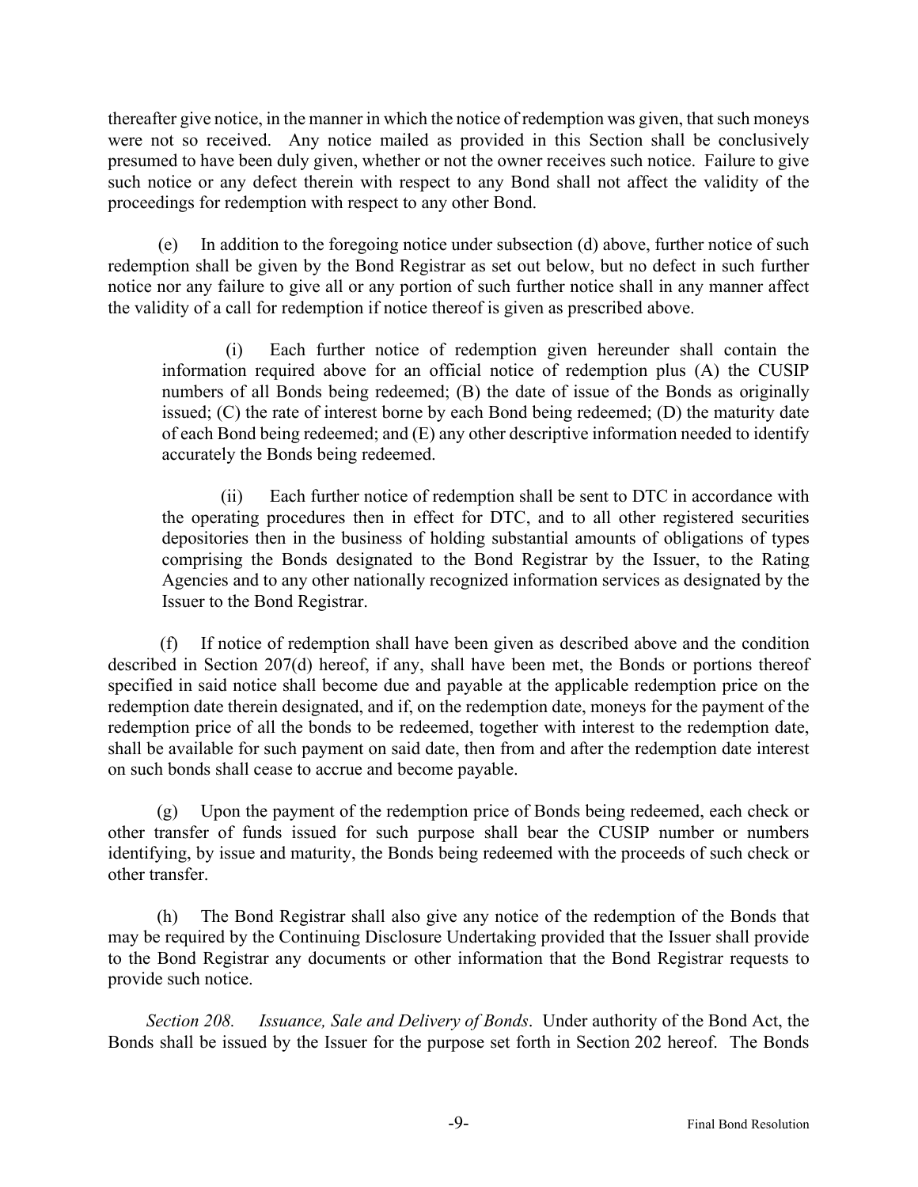thereafter give notice, in the manner in which the notice of redemption was given, that such moneys were not so received. Any notice mailed as provided in this Section shall be conclusively presumed to have been duly given, whether or not the owner receives such notice. Failure to give such notice or any defect therein with respect to any Bond shall not affect the validity of the proceedings for redemption with respect to any other Bond.

(e) In addition to the foregoing notice under subsection (d) above, further notice of such redemption shall be given by the Bond Registrar as set out below, but no defect in such further notice nor any failure to give all or any portion of such further notice shall in any manner affect the validity of a call for redemption if notice thereof is given as prescribed above.

(i) Each further notice of redemption given hereunder shall contain the information required above for an official notice of redemption plus (A) the CUSIP numbers of all Bonds being redeemed; (B) the date of issue of the Bonds as originally issued; (C) the rate of interest borne by each Bond being redeemed; (D) the maturity date of each Bond being redeemed; and (E) any other descriptive information needed to identify accurately the Bonds being redeemed.

(ii) Each further notice of redemption shall be sent to DTC in accordance with the operating procedures then in effect for DTC, and to all other registered securities depositories then in the business of holding substantial amounts of obligations of types comprising the Bonds designated to the Bond Registrar by the Issuer, to the Rating Agencies and to any other nationally recognized information services as designated by the Issuer to the Bond Registrar.

(f) If notice of redemption shall have been given as described above and the condition described in Section 207(d) hereof, if any, shall have been met, the Bonds or portions thereof specified in said notice shall become due and payable at the applicable redemption price on the redemption date therein designated, and if, on the redemption date, moneys for the payment of the redemption price of all the bonds to be redeemed, together with interest to the redemption date, shall be available for such payment on said date, then from and after the redemption date interest on such bonds shall cease to accrue and become payable.

(g) Upon the payment of the redemption price of Bonds being redeemed, each check or other transfer of funds issued for such purpose shall bear the CUSIP number or numbers identifying, by issue and maturity, the Bonds being redeemed with the proceeds of such check or other transfer.

(h) The Bond Registrar shall also give any notice of the redemption of the Bonds that may be required by the Continuing Disclosure Undertaking provided that the Issuer shall provide to the Bond Registrar any documents or other information that the Bond Registrar requests to provide such notice.

*Section 208. Issuance, Sale and Delivery of Bonds*. Under authority of the Bond Act, the Bonds shall be issued by the Issuer for the purpose set forth in Section 202 hereof. The Bonds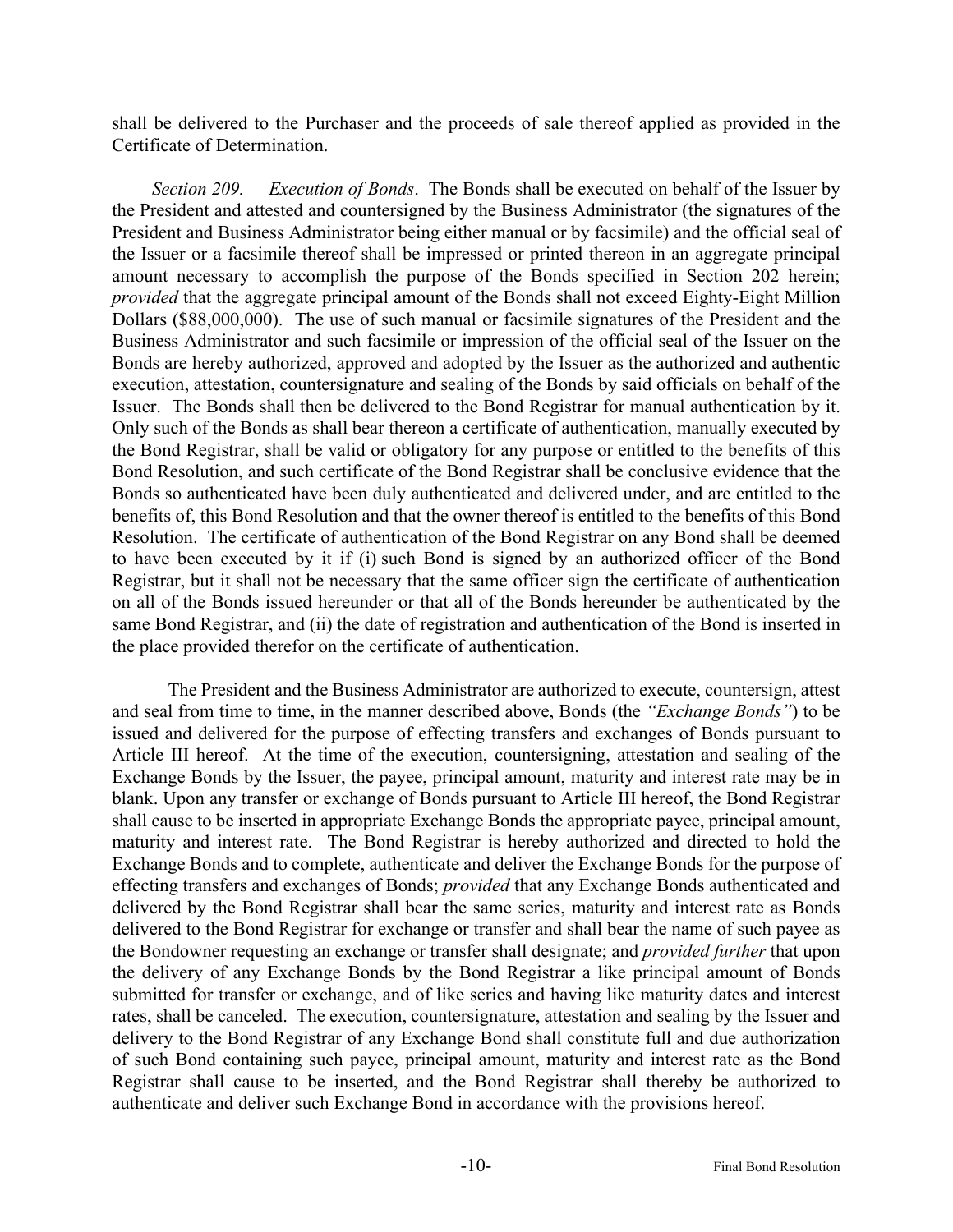shall be delivered to the Purchaser and the proceeds of sale thereof applied as provided in the Certificate of Determination.

*Section 209. Execution of Bonds*. The Bonds shall be executed on behalf of the Issuer by the President and attested and countersigned by the Business Administrator (the signatures of the President and Business Administrator being either manual or by facsimile) and the official seal of the Issuer or a facsimile thereof shall be impressed or printed thereon in an aggregate principal amount necessary to accomplish the purpose of the Bonds specified in Section 202 herein; *provided* that the aggregate principal amount of the Bonds shall not exceed Eighty-Eight Million Dollars ($88,000,000). The use of such manual or facsimile signatures of the President and the Business Administrator and such facsimile or impression of the official seal of the Issuer on the Bonds are hereby authorized, approved and adopted by the Issuer as the authorized and authentic execution, attestation, countersignature and sealing of the Bonds by said officials on behalf of the Issuer. The Bonds shall then be delivered to the Bond Registrar for manual authentication by it. Only such of the Bonds as shall bear thereon a certificate of authentication, manually executed by the Bond Registrar, shall be valid or obligatory for any purpose or entitled to the benefits of this Bond Resolution, and such certificate of the Bond Registrar shall be conclusive evidence that the Bonds so authenticated have been duly authenticated and delivered under, and are entitled to the benefits of, this Bond Resolution and that the owner thereof is entitled to the benefits of this Bond Resolution. The certificate of authentication of the Bond Registrar on any Bond shall be deemed to have been executed by it if (i) such Bond is signed by an authorized officer of the Bond Registrar, but it shall not be necessary that the same officer sign the certificate of authentication on all of the Bonds issued hereunder or that all of the Bonds hereunder be authenticated by the same Bond Registrar, and (ii) the date of registration and authentication of the Bond is inserted in the place provided therefor on the certificate of authentication.

The President and the Business Administrator are authorized to execute, countersign, attest and seal from time to time, in the manner described above, Bonds (the *"Exchange Bonds"*) to be issued and delivered for the purpose of effecting transfers and exchanges of Bonds pursuant to Article III hereof. At the time of the execution, countersigning, attestation and sealing of the Exchange Bonds by the Issuer, the payee, principal amount, maturity and interest rate may be in blank. Upon any transfer or exchange of Bonds pursuant to Article III hereof, the Bond Registrar shall cause to be inserted in appropriate Exchange Bonds the appropriate payee, principal amount, maturity and interest rate. The Bond Registrar is hereby authorized and directed to hold the Exchange Bonds and to complete, authenticate and deliver the Exchange Bonds for the purpose of effecting transfers and exchanges of Bonds; *provided* that any Exchange Bonds authenticated and delivered by the Bond Registrar shall bear the same series, maturity and interest rate as Bonds delivered to the Bond Registrar for exchange or transfer and shall bear the name of such payee as the Bondowner requesting an exchange or transfer shall designate; and *provided further* that upon the delivery of any Exchange Bonds by the Bond Registrar a like principal amount of Bonds submitted for transfer or exchange, and of like series and having like maturity dates and interest rates, shall be canceled. The execution, countersignature, attestation and sealing by the Issuer and delivery to the Bond Registrar of any Exchange Bond shall constitute full and due authorization of such Bond containing such payee, principal amount, maturity and interest rate as the Bond Registrar shall cause to be inserted, and the Bond Registrar shall thereby be authorized to authenticate and deliver such Exchange Bond in accordance with the provisions hereof.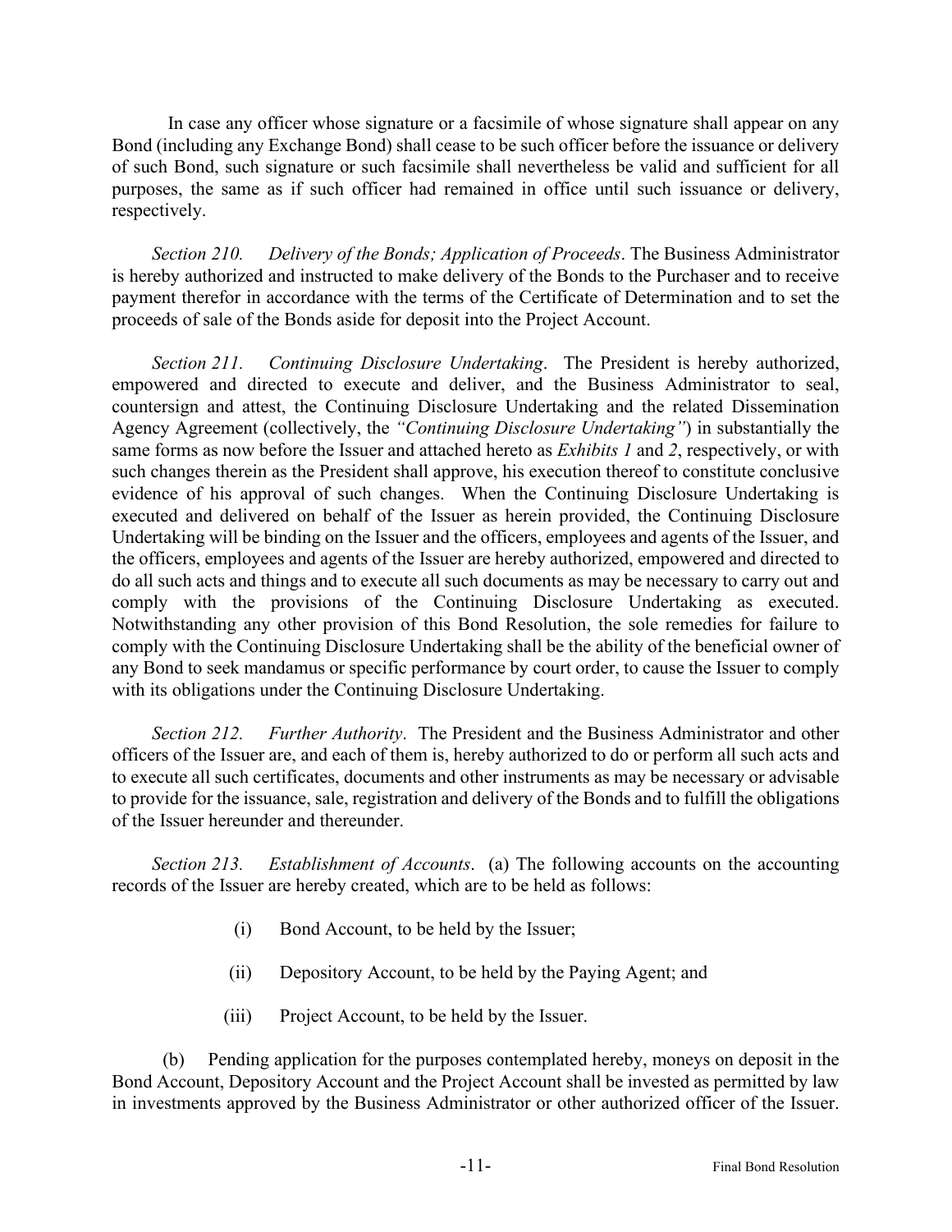In case any officer whose signature or a facsimile of whose signature shall appear on any Bond (including any Exchange Bond) shall cease to be such officer before the issuance or delivery of such Bond, such signature or such facsimile shall nevertheless be valid and sufficient for all purposes, the same as if such officer had remained in office until such issuance or delivery, respectively.

*Section 210. Delivery of the Bonds; Application of Proceeds*. The Business Administrator is hereby authorized and instructed to make delivery of the Bonds to the Purchaser and to receive payment therefor in accordance with the terms of the Certificate of Determination and to set the proceeds of sale of the Bonds aside for deposit into the Project Account.

*Section 211. Continuing Disclosure Undertaking*. The President is hereby authorized, empowered and directed to execute and deliver, and the Business Administrator to seal, countersign and attest, the Continuing Disclosure Undertaking and the related Dissemination Agency Agreement (collectively, the *"Continuing Disclosure Undertaking"*) in substantially the same forms as now before the Issuer and attached hereto as *Exhibits 1* and *2*, respectively, or with such changes therein as the President shall approve, his execution thereof to constitute conclusive evidence of his approval of such changes. When the Continuing Disclosure Undertaking is executed and delivered on behalf of the Issuer as herein provided, the Continuing Disclosure Undertaking will be binding on the Issuer and the officers, employees and agents of the Issuer, and the officers, employees and agents of the Issuer are hereby authorized, empowered and directed to do all such acts and things and to execute all such documents as may be necessary to carry out and comply with the provisions of the Continuing Disclosure Undertaking as executed. Notwithstanding any other provision of this Bond Resolution, the sole remedies for failure to comply with the Continuing Disclosure Undertaking shall be the ability of the beneficial owner of any Bond to seek mandamus or specific performance by court order, to cause the Issuer to comply with its obligations under the Continuing Disclosure Undertaking.

*Section 212. Further Authority*. The President and the Business Administrator and other officers of the Issuer are, and each of them is, hereby authorized to do or perform all such acts and to execute all such certificates, documents and other instruments as may be necessary or advisable to provide for the issuance, sale, registration and delivery of the Bonds and to fulfill the obligations of the Issuer hereunder and thereunder.

*Section 213. Establishment of Accounts*. (a) The following accounts on the accounting records of the Issuer are hereby created, which are to be held as follows:

(i) Bond Account, to be held by the Issuer;

(ii) Depository Account, to be held by the Paying Agent; and

(iii) Project Account, to be held by the Issuer.

(b) Pending application for the purposes contemplated hereby, moneys on deposit in the Bond Account, Depository Account and the Project Account shall be invested as permitted by law in investments approved by the Business Administrator or other authorized officer of the Issuer.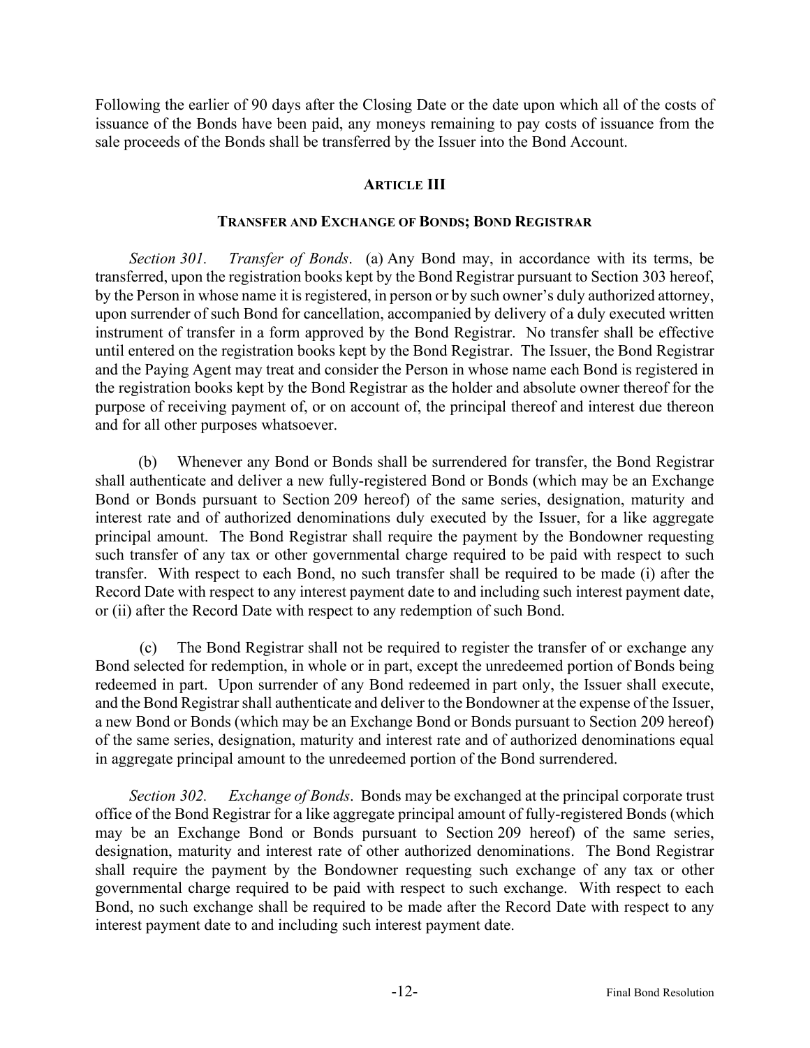Following the earlier of 90 days after the Closing Date or the date upon which all of the costs of issuance of the Bonds have been paid, any moneys remaining to pay costs of issuance from the sale proceeds of the Bonds shall be transferred by the Issuer into the Bond Account.

## ARTICLE III

### TRANSFER AND EXCHANGE OF BONDS; BOND REGISTRAR

*Section 301. Transfer of Bonds*. (a) Any Bond may, in accordance with its terms, be transferred, upon the registration books kept by the Bond Registrar pursuant to Section 303 hereof, by the Person in whose name it is registered, in person or by such owner's duly authorized attorney, upon surrender of such Bond for cancellation, accompanied by delivery of a duly executed written instrument of transfer in a form approved by the Bond Registrar. No transfer shall be effective until entered on the registration books kept by the Bond Registrar. The Issuer, the Bond Registrar and the Paying Agent may treat and consider the Person in whose name each Bond is registered in the registration books kept by the Bond Registrar as the holder and absolute owner thereof for the purpose of receiving payment of, or on account of, the principal thereof and interest due thereon and for all other purposes whatsoever.

(b) Whenever any Bond or Bonds shall be surrendered for transfer, the Bond Registrar shall authenticate and deliver a new fully-registered Bond or Bonds (which may be an Exchange Bond or Bonds pursuant to Section 209 hereof) of the same series, designation, maturity and interest rate and of authorized denominations duly executed by the Issuer, for a like aggregate principal amount. The Bond Registrar shall require the payment by the Bondowner requesting such transfer of any tax or other governmental charge required to be paid with respect to such transfer. With respect to each Bond, no such transfer shall be required to be made (i) after the Record Date with respect to any interest payment date to and including such interest payment date, or (ii) after the Record Date with respect to any redemption of such Bond.

(c) The Bond Registrar shall not be required to register the transfer of or exchange any Bond selected for redemption, in whole or in part, except the unredeemed portion of Bonds being redeemed in part. Upon surrender of any Bond redeemed in part only, the Issuer shall execute, and the Bond Registrar shall authenticate and deliver to the Bondowner at the expense of the Issuer, a new Bond or Bonds (which may be an Exchange Bond or Bonds pursuant to Section 209 hereof) of the same series, designation, maturity and interest rate and of authorized denominations equal in aggregate principal amount to the unredeemed portion of the Bond surrendered.

*Section 302. Exchange of Bonds*. Bonds may be exchanged at the principal corporate trust office of the Bond Registrar for a like aggregate principal amount of fully-registered Bonds (which may be an Exchange Bond or Bonds pursuant to Section 209 hereof) of the same series, designation, maturity and interest rate of other authorized denominations. The Bond Registrar shall require the payment by the Bondowner requesting such exchange of any tax or other governmental charge required to be paid with respect to such exchange. With respect to each Bond, no such exchange shall be required to be made after the Record Date with respect to any interest payment date to and including such interest payment date.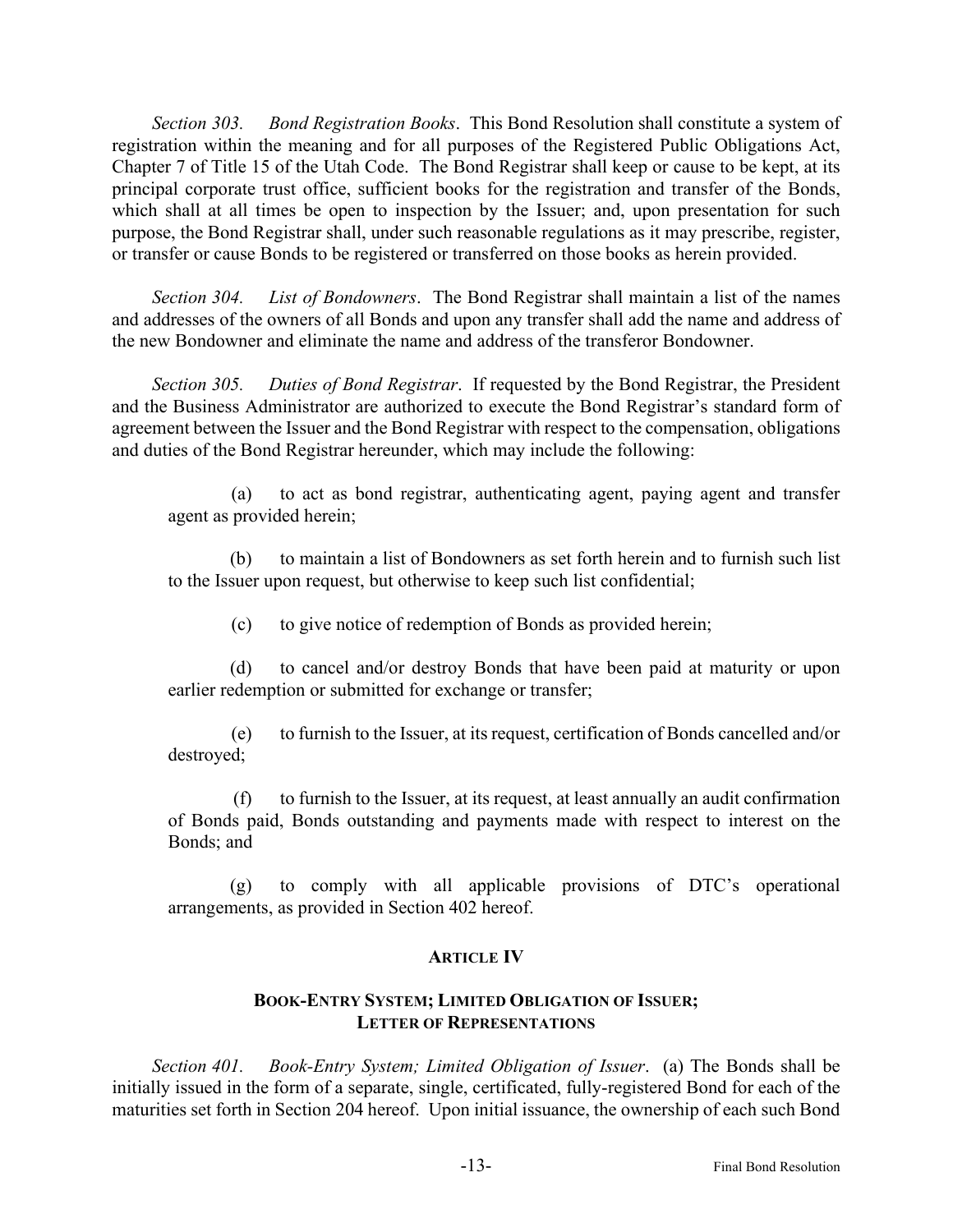*Section 303. Bond Registration Books*. This Bond Resolution shall constitute a system of registration within the meaning and for all purposes of the Registered Public Obligations Act, Chapter 7 of Title 15 of the Utah Code. The Bond Registrar shall keep or cause to be kept, at its principal corporate trust office, sufficient books for the registration and transfer of the Bonds, which shall at all times be open to inspection by the Issuer; and, upon presentation for such purpose, the Bond Registrar shall, under such reasonable regulations as it may prescribe, register, or transfer or cause Bonds to be registered or transferred on those books as herein provided.

*Section 304. List of Bondowners*. The Bond Registrar shall maintain a list of the names and addresses of the owners of all Bonds and upon any transfer shall add the name and address of the new Bondowner and eliminate the name and address of the transferor Bondowner.

*Section 305. Duties of Bond Registrar*. If requested by the Bond Registrar, the President and the Business Administrator are authorized to execute the Bond Registrar's standard form of agreement between the Issuer and the Bond Registrar with respect to the compensation, obligations and duties of the Bond Registrar hereunder, which may include the following:

(a) to act as bond registrar, authenticating agent, paying agent and transfer agent as provided herein;

(b) to maintain a list of Bondowners as set forth herein and to furnish such list to the Issuer upon request, but otherwise to keep such list confidential;

(c) to give notice of redemption of Bonds as provided herein;

(d) to cancel and/or destroy Bonds that have been paid at maturity or upon earlier redemption or submitted for exchange or transfer;

(e) to furnish to the Issuer, at its request, certification of Bonds cancelled and/or destroyed;

(f) to furnish to the Issuer, at its request, at least annually an audit confirmation of Bonds paid, Bonds outstanding and payments made with respect to interest on the Bonds; and

(g) to comply with all applicable provisions of DTC's operational arrangements, as provided in Section 402 hereof.

## ARTICLE IV

### BOOK-ENTRY SYSTEM; LIMITED OBLIGATION OF ISSUER; LETTER OF REPRESENTATIONS

*Section 401. Book-Entry System; Limited Obligation of Issuer*. (a) The Bonds shall be initially issued in the form of a separate, single, certificated, fully-registered Bond for each of the maturities set forth in Section 204 hereof. Upon initial issuance, the ownership of each such Bond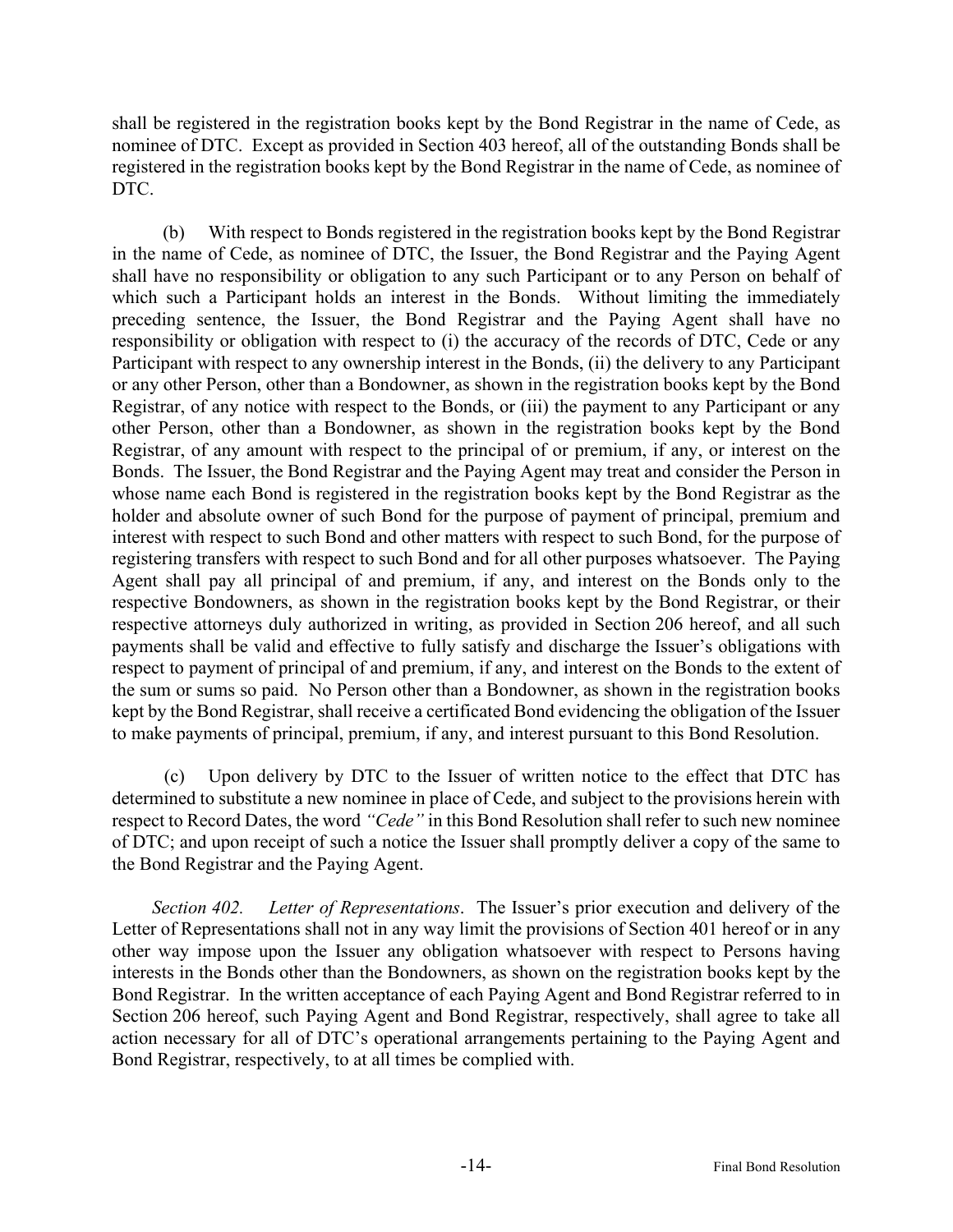shall be registered in the registration books kept by the Bond Registrar in the name of Cede, as nominee of DTC. Except as provided in Section 403 hereof, all of the outstanding Bonds shall be registered in the registration books kept by the Bond Registrar in the name of Cede, as nominee of DTC.

(b) With respect to Bonds registered in the registration books kept by the Bond Registrar in the name of Cede, as nominee of DTC, the Issuer, the Bond Registrar and the Paying Agent shall have no responsibility or obligation to any such Participant or to any Person on behalf of which such a Participant holds an interest in the Bonds. Without limiting the immediately preceding sentence, the Issuer, the Bond Registrar and the Paying Agent shall have no responsibility or obligation with respect to (i) the accuracy of the records of DTC, Cede or any Participant with respect to any ownership interest in the Bonds, (ii) the delivery to any Participant or any other Person, other than a Bondowner, as shown in the registration books kept by the Bond Registrar, of any notice with respect to the Bonds, or (iii) the payment to any Participant or any other Person, other than a Bondowner, as shown in the registration books kept by the Bond Registrar, of any amount with respect to the principal of or premium, if any, or interest on the Bonds. The Issuer, the Bond Registrar and the Paying Agent may treat and consider the Person in whose name each Bond is registered in the registration books kept by the Bond Registrar as the holder and absolute owner of such Bond for the purpose of payment of principal, premium and interest with respect to such Bond and other matters with respect to such Bond, for the purpose of registering transfers with respect to such Bond and for all other purposes whatsoever. The Paying Agent shall pay all principal of and premium, if any, and interest on the Bonds only to the respective Bondowners, as shown in the registration books kept by the Bond Registrar, or their respective attorneys duly authorized in writing, as provided in Section 206 hereof, and all such payments shall be valid and effective to fully satisfy and discharge the Issuer's obligations with respect to payment of principal of and premium, if any, and interest on the Bonds to the extent of the sum or sums so paid. No Person other than a Bondowner, as shown in the registration books kept by the Bond Registrar, shall receive a certificated Bond evidencing the obligation of the Issuer to make payments of principal, premium, if any, and interest pursuant to this Bond Resolution.

(c) Upon delivery by DTC to the Issuer of written notice to the effect that DTC has determined to substitute a new nominee in place of Cede, and subject to the provisions herein with respect to Record Dates, the word *"Cede"* in this Bond Resolution shall refer to such new nominee of DTC; and upon receipt of such a notice the Issuer shall promptly deliver a copy of the same to the Bond Registrar and the Paying Agent.

*Section 402. Letter of Representations*. The Issuer's prior execution and delivery of the Letter of Representations shall not in any way limit the provisions of Section 401 hereof or in any other way impose upon the Issuer any obligation whatsoever with respect to Persons having interests in the Bonds other than the Bondowners, as shown on the registration books kept by the Bond Registrar. In the written acceptance of each Paying Agent and Bond Registrar referred to in Section 206 hereof, such Paying Agent and Bond Registrar, respectively, shall agree to take all action necessary for all of DTC's operational arrangements pertaining to the Paying Agent and Bond Registrar, respectively, to at all times be complied with.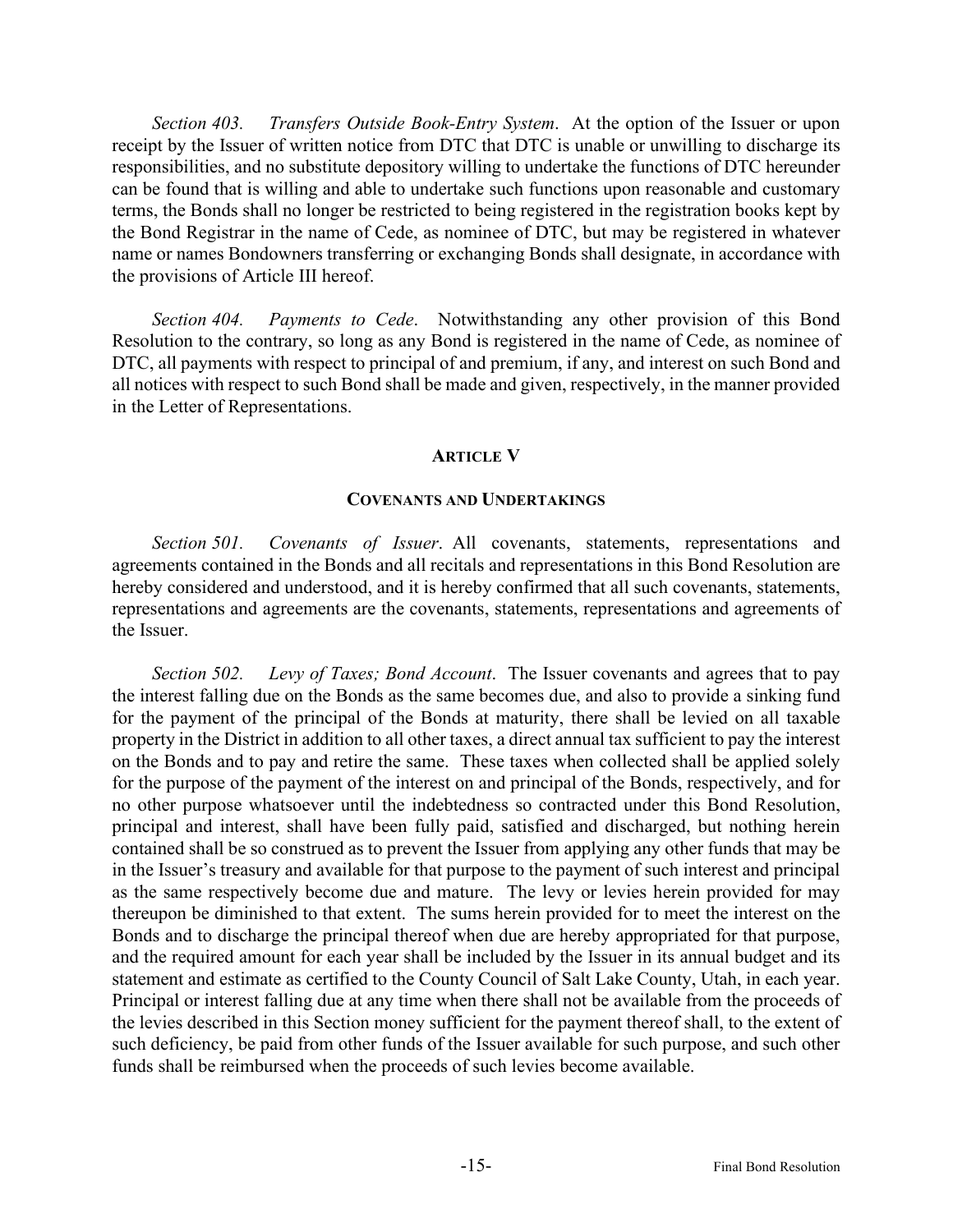*Section 403. Transfers Outside Book-Entry System*. At the option of the Issuer or upon receipt by the Issuer of written notice from DTC that DTC is unable or unwilling to discharge its responsibilities, and no substitute depository willing to undertake the functions of DTC hereunder can be found that is willing and able to undertake such functions upon reasonable and customary terms, the Bonds shall no longer be restricted to being registered in the registration books kept by the Bond Registrar in the name of Cede, as nominee of DTC, but may be registered in whatever name or names Bondowners transferring or exchanging Bonds shall designate, in accordance with the provisions of Article III hereof.

*Section 404. Payments to Cede*. Notwithstanding any other provision of this Bond Resolution to the contrary, so long as any Bond is registered in the name of Cede, as nominee of DTC, all payments with respect to principal of and premium, if any, and interest on such Bond and all notices with respect to such Bond shall be made and given, respectively, in the manner provided in the Letter of Representations.

## ARTICLE V

## COVENANTS AND UNDERTAKINGS

*Section 501. Covenants of Issuer*. All covenants, statements, representations and agreements contained in the Bonds and all recitals and representations in this Bond Resolution are hereby considered and understood, and it is hereby confirmed that all such covenants, statements, representations and agreements are the covenants, statements, representations and agreements of the Issuer.

*Section 502. Levy of Taxes; Bond Account*. The Issuer covenants and agrees that to pay the interest falling due on the Bonds as the same becomes due, and also to provide a sinking fund for the payment of the principal of the Bonds at maturity, there shall be levied on all taxable property in the District in addition to all other taxes, a direct annual tax sufficient to pay the interest on the Bonds and to pay and retire the same. These taxes when collected shall be applied solely for the purpose of the payment of the interest on and principal of the Bonds, respectively, and for no other purpose whatsoever until the indebtedness so contracted under this Bond Resolution, principal and interest, shall have been fully paid, satisfied and discharged, but nothing herein contained shall be so construed as to prevent the Issuer from applying any other funds that may be in the Issuer's treasury and available for that purpose to the payment of such interest and principal as the same respectively become due and mature. The levy or levies herein provided for may thereupon be diminished to that extent. The sums herein provided for to meet the interest on the Bonds and to discharge the principal thereof when due are hereby appropriated for that purpose, and the required amount for each year shall be included by the Issuer in its annual budget and its statement and estimate as certified to the County Council of Salt Lake County, Utah, in each year. Principal or interest falling due at any time when there shall not be available from the proceeds of the levies described in this Section money sufficient for the payment thereof shall, to the extent of such deficiency, be paid from other funds of the Issuer available for such purpose, and such other funds shall be reimbursed when the proceeds of such levies become available.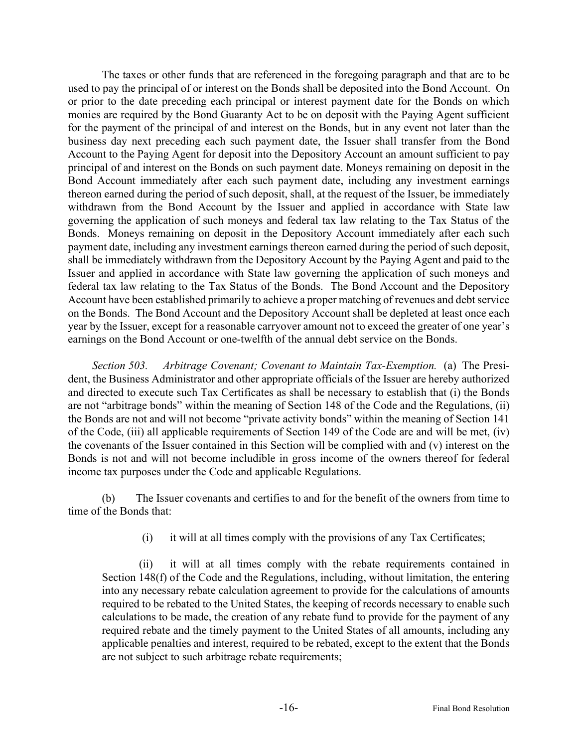The taxes or other funds that are referenced in the foregoing paragraph and that are to be used to pay the principal of or interest on the Bonds shall be deposited into the Bond Account. On or prior to the date preceding each principal or interest payment date for the Bonds on which monies are required by the Bond Guaranty Act to be on deposit with the Paying Agent sufficient for the payment of the principal of and interest on the Bonds, but in any event not later than the business day next preceding each such payment date, the Issuer shall transfer from the Bond Account to the Paying Agent for deposit into the Depository Account an amount sufficient to pay principal of and interest on the Bonds on such payment date. Moneys remaining on deposit in the Bond Account immediately after each such payment date, including any investment earnings thereon earned during the period of such deposit, shall, at the request of the Issuer, be immediately withdrawn from the Bond Account by the Issuer and applied in accordance with State law governing the application of such moneys and federal tax law relating to the Tax Status of the Bonds. Moneys remaining on deposit in the Depository Account immediately after each such payment date, including any investment earnings thereon earned during the period of such deposit, shall be immediately withdrawn from the Depository Account by the Paying Agent and paid to the Issuer and applied in accordance with State law governing the application of such moneys and federal tax law relating to the Tax Status of the Bonds. The Bond Account and the Depository Account have been established primarily to achieve a proper matching of revenues and debt service on the Bonds. The Bond Account and the Depository Account shall be depleted at least once each year by the Issuer, except for a reasonable carryover amount not to exceed the greater of one year's earnings on the Bond Account or one-twelfth of the annual debt service on the Bonds.

*Section 503. Arbitrage Covenant; Covenant to Maintain Tax-Exemption.* (a) The President, the Business Administrator and other appropriate officials of the Issuer are hereby authorized and directed to execute such Tax Certificates as shall be necessary to establish that (i) the Bonds are not "arbitrage bonds" within the meaning of Section 148 of the Code and the Regulations, (ii) the Bonds are not and will not become "private activity bonds" within the meaning of Section 141 of the Code, (iii) all applicable requirements of Section 149 of the Code are and will be met, (iv) the covenants of the Issuer contained in this Section will be complied with and (v) interest on the Bonds is not and will not become includible in gross income of the owners thereof for federal income tax purposes under the Code and applicable Regulations.

(b) The Issuer covenants and certifies to and for the benefit of the owners from time to time of the Bonds that:

(i) it will at all times comply with the provisions of any Tax Certificates;

(ii) it will at all times comply with the rebate requirements contained in Section 148(f) of the Code and the Regulations, including, without limitation, the entering into any necessary rebate calculation agreement to provide for the calculations of amounts required to be rebated to the United States, the keeping of records necessary to enable such calculations to be made, the creation of any rebate fund to provide for the payment of any required rebate and the timely payment to the United States of all amounts, including any applicable penalties and interest, required to be rebated, except to the extent that the Bonds are not subject to such arbitrage rebate requirements;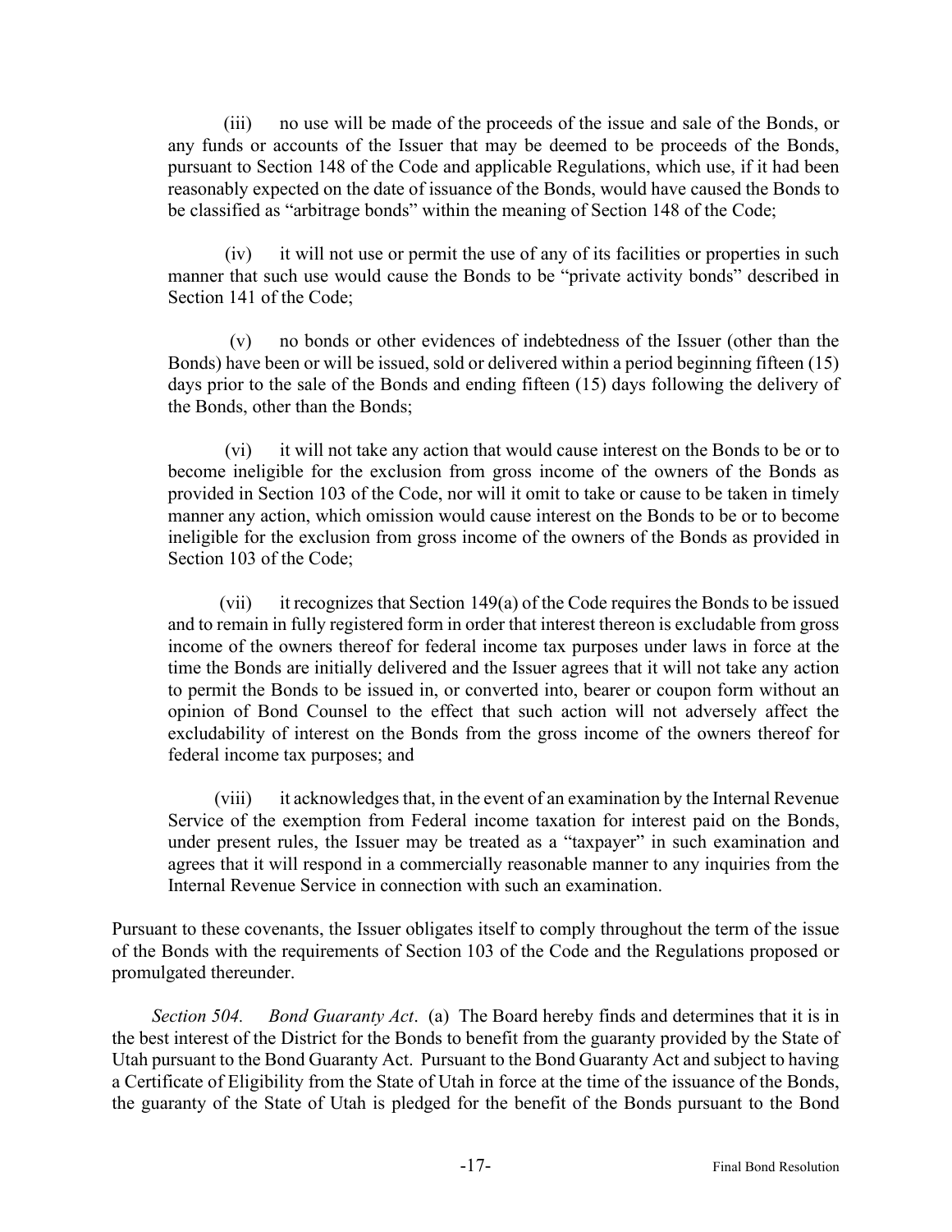(iii) no use will be made of the proceeds of the issue and sale of the Bonds, or any funds or accounts of the Issuer that may be deemed to be proceeds of the Bonds, pursuant to Section 148 of the Code and applicable Regulations, which use, if it had been reasonably expected on the date of issuance of the Bonds, would have caused the Bonds to be classified as "arbitrage bonds" within the meaning of Section 148 of the Code;

(iv) it will not use or permit the use of any of its facilities or properties in such manner that such use would cause the Bonds to be "private activity bonds" described in Section 141 of the Code;

(v) no bonds or other evidences of indebtedness of the Issuer (other than the Bonds) have been or will be issued, sold or delivered within a period beginning fifteen (15) days prior to the sale of the Bonds and ending fifteen (15) days following the delivery of the Bonds, other than the Bonds;

(vi) it will not take any action that would cause interest on the Bonds to be or to become ineligible for the exclusion from gross income of the owners of the Bonds as provided in Section 103 of the Code, nor will it omit to take or cause to be taken in timely manner any action, which omission would cause interest on the Bonds to be or to become ineligible for the exclusion from gross income of the owners of the Bonds as provided in Section 103 of the Code;

(vii) it recognizes that Section 149(a) of the Code requires the Bonds to be issued and to remain in fully registered form in order that interest thereon is excludable from gross income of the owners thereof for federal income tax purposes under laws in force at the time the Bonds are initially delivered and the Issuer agrees that it will not take any action to permit the Bonds to be issued in, or converted into, bearer or coupon form without an opinion of Bond Counsel to the effect that such action will not adversely affect the excludability of interest on the Bonds from the gross income of the owners thereof for federal income tax purposes; and

(viii) it acknowledges that, in the event of an examination by the Internal Revenue Service of the exemption from Federal income taxation for interest paid on the Bonds, under present rules, the Issuer may be treated as a "taxpayer" in such examination and agrees that it will respond in a commercially reasonable manner to any inquiries from the Internal Revenue Service in connection with such an examination.

Pursuant to these covenants, the Issuer obligates itself to comply throughout the term of the issue of the Bonds with the requirements of Section 103 of the Code and the Regulations proposed or promulgated thereunder.

*Section 504. Bond Guaranty Act*. (a) The Board hereby finds and determines that it is in the best interest of the District for the Bonds to benefit from the guaranty provided by the State of Utah pursuant to the Bond Guaranty Act. Pursuant to the Bond Guaranty Act and subject to having a Certificate of Eligibility from the State of Utah in force at the time of the issuance of the Bonds, the guaranty of the State of Utah is pledged for the benefit of the Bonds pursuant to the Bond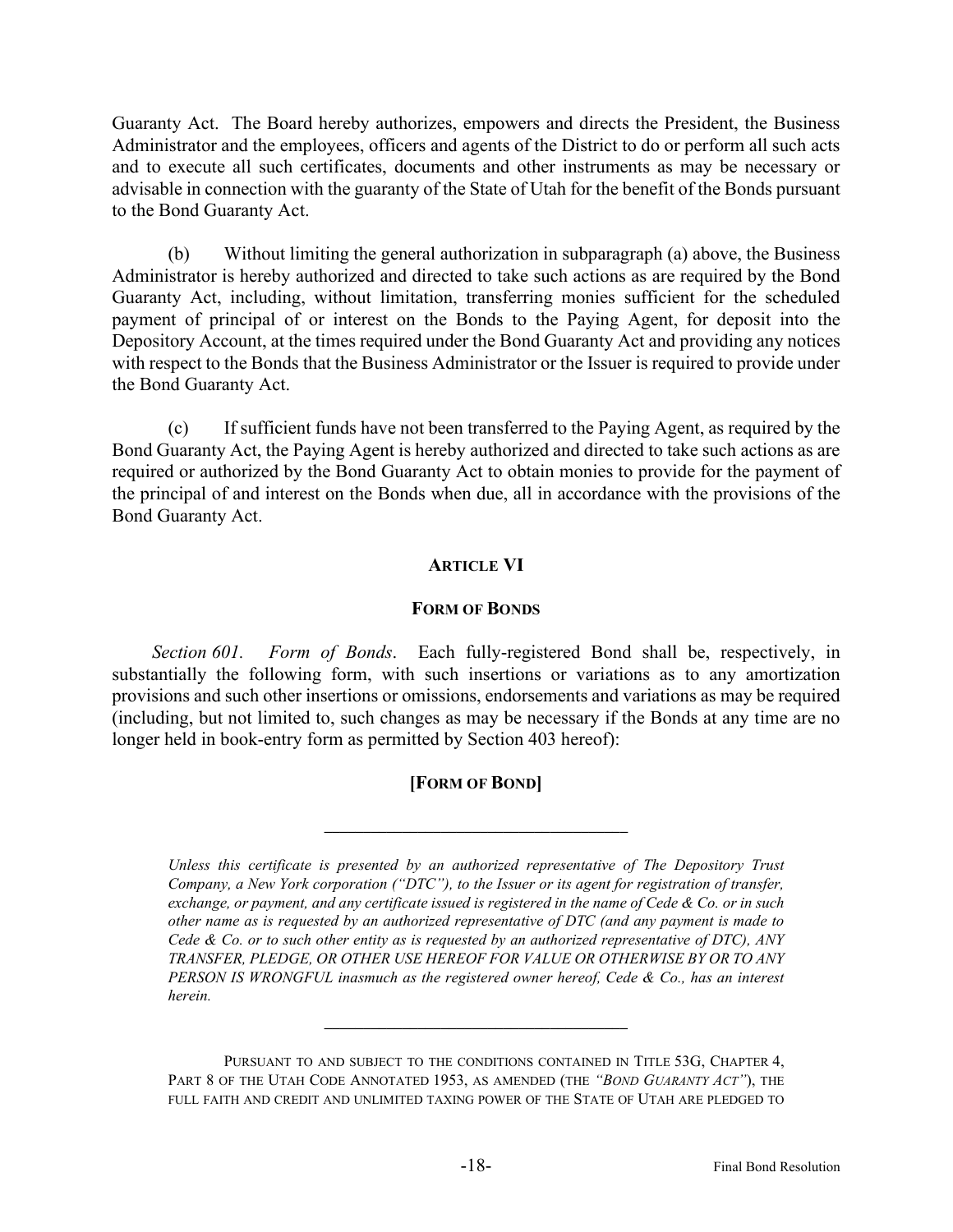Guaranty Act. The Board hereby authorizes, empowers and directs the President, the Business Administrator and the employees, officers and agents of the District to do or perform all such acts and to execute all such certificates, documents and other instruments as may be necessary or advisable in connection with the guaranty of the State of Utah for the benefit of the Bonds pursuant to the Bond Guaranty Act.

(b) Without limiting the general authorization in subparagraph (a) above, the Business Administrator is hereby authorized and directed to take such actions as are required by the Bond Guaranty Act, including, without limitation, transferring monies sufficient for the scheduled payment of principal of or interest on the Bonds to the Paying Agent, for deposit into the Depository Account, at the times required under the Bond Guaranty Act and providing any notices with respect to the Bonds that the Business Administrator or the Issuer is required to provide under the Bond Guaranty Act.

(c) If sufficient funds have not been transferred to the Paying Agent, as required by the Bond Guaranty Act, the Paying Agent is hereby authorized and directed to take such actions as are required or authorized by the Bond Guaranty Act to obtain monies to provide for the payment of the principal of and interest on the Bonds when due, all in accordance with the provisions of the Bond Guaranty Act.

## ARTICLE VI

## FORM OF BONDS

*Section 601. Form of Bonds*. Each fully-registered Bond shall be, respectively, in substantially the following form, with such insertions or variations as to any amortization provisions and such other insertions or omissions, endorsements and variations as may be required (including, but not limited to, such changes as may be necessary if the Bonds at any time are no longer held in book-entry form as permitted by Section 403 hereof):

**[FORM OF BOND]**

---

*Unless this certificate is presented by an authorized representative of The Depository Trust Company, a New York corporation ("DTC"), to the Issuer or its agent for registration of transfer, exchange, or payment, and any certificate issued is registered in the name of Cede & Co. or in such other name as is requested by an authorized representative of DTC (and any payment is made to Cede & Co. or to such other entity as is requested by an authorized representative of DTC), ANY TRANSFER, PLEDGE, OR OTHER USE HEREOF FOR VALUE OR OTHERWISE BY OR TO ANY PERSON IS WRONGFUL inasmuch as the registered owner hereof, Cede & Co., has an interest herein.*

---

PURSUANT TO AND SUBJECT TO THE CONDITIONS CONTAINED IN TITLE 53G, CHAPTER 4, PART 8 OF THE UTAH CODE ANNOTATED 1953, AS AMENDED (THE *"BOND GUARANTY ACT"*), THE FULL FAITH AND CREDIT AND UNLIMITED TAXING POWER OF THE STATE OF UTAH ARE PLEDGED TO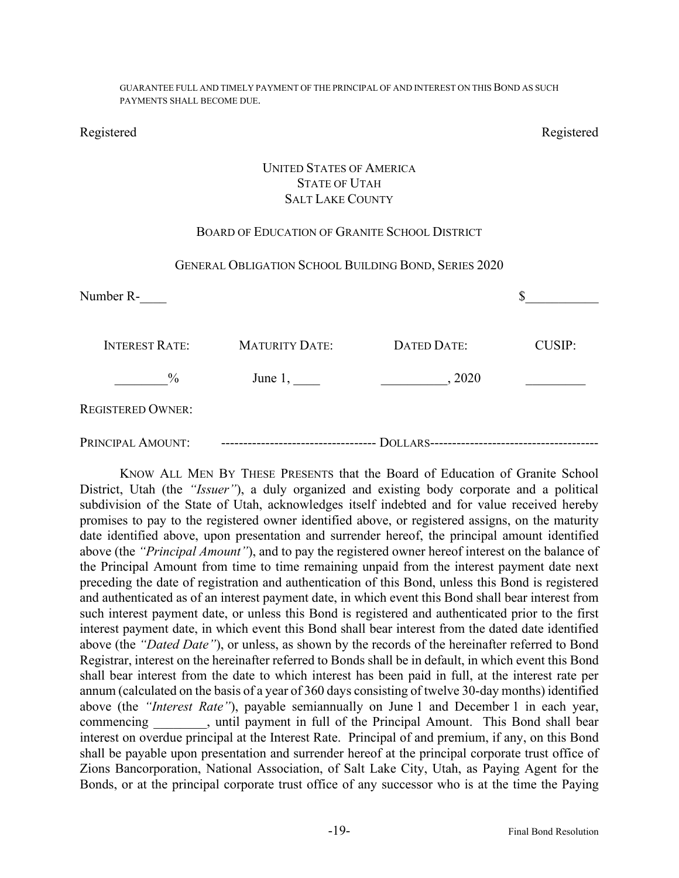GUARANTEE FULL AND TIMELY PAYMENT OF THE PRINCIPAL OF AND INTEREST ON THIS BOND AS SUCH PAYMENTS SHALL BECOME DUE.

Registered Registered

UNITED STATES OF AMERICA
STATE OF UTAH
SALT LAKE COUNTY

BOARD OF EDUCATION OF GRANITE SCHOOL DISTRICT

GENERAL OBLIGATION SCHOOL BUILDING BOND, SERIES 2020

Number R-____ $__________

| INTEREST RATE: | MATURITY DATE: | DATED DATE: | CUSIP: |
|---|---|---|---|
| ________% | June 1, ____ | __________, 2020 | _________ |

REGISTERED OWNER:

PRINCIPAL AMOUNT: ---------------------------------- DOLLARS-------------------------------------

KNOW ALL MEN BY THESE PRESENTS that the Board of Education of Granite School District, Utah (the *"Issuer"*), a duly organized and existing body corporate and a political subdivision of the State of Utah, acknowledges itself indebted and for value received hereby promises to pay to the registered owner identified above, or registered assigns, on the maturity date identified above, upon presentation and surrender hereof, the principal amount identified above (the *"Principal Amount"*), and to pay the registered owner hereof interest on the balance of the Principal Amount from time to time remaining unpaid from the interest payment date next preceding the date of registration and authentication of this Bond, unless this Bond is registered and authenticated as of an interest payment date, in which event this Bond shall bear interest from such interest payment date, or unless this Bond is registered and authenticated prior to the first interest payment date, in which event this Bond shall bear interest from the dated date identified above (the *"Dated Date"*), or unless, as shown by the records of the hereinafter referred to Bond Registrar, interest on the hereinafter referred to Bonds shall be in default, in which event this Bond shall bear interest from the date to which interest has been paid in full, at the interest rate per annum (calculated on the basis of a year of 360 days consisting of twelve 30-day months) identified above (the *"Interest Rate"*), payable semiannually on June 1 and December 1 in each year, commencing ________, until payment in full of the Principal Amount. This Bond shall bear interest on overdue principal at the Interest Rate. Principal of and premium, if any, on this Bond shall be payable upon presentation and surrender hereof at the principal corporate trust office of Zions Bancorporation, National Association, of Salt Lake City, Utah, as Paying Agent for the Bonds, or at the principal corporate trust office of any successor who is at the time the Paying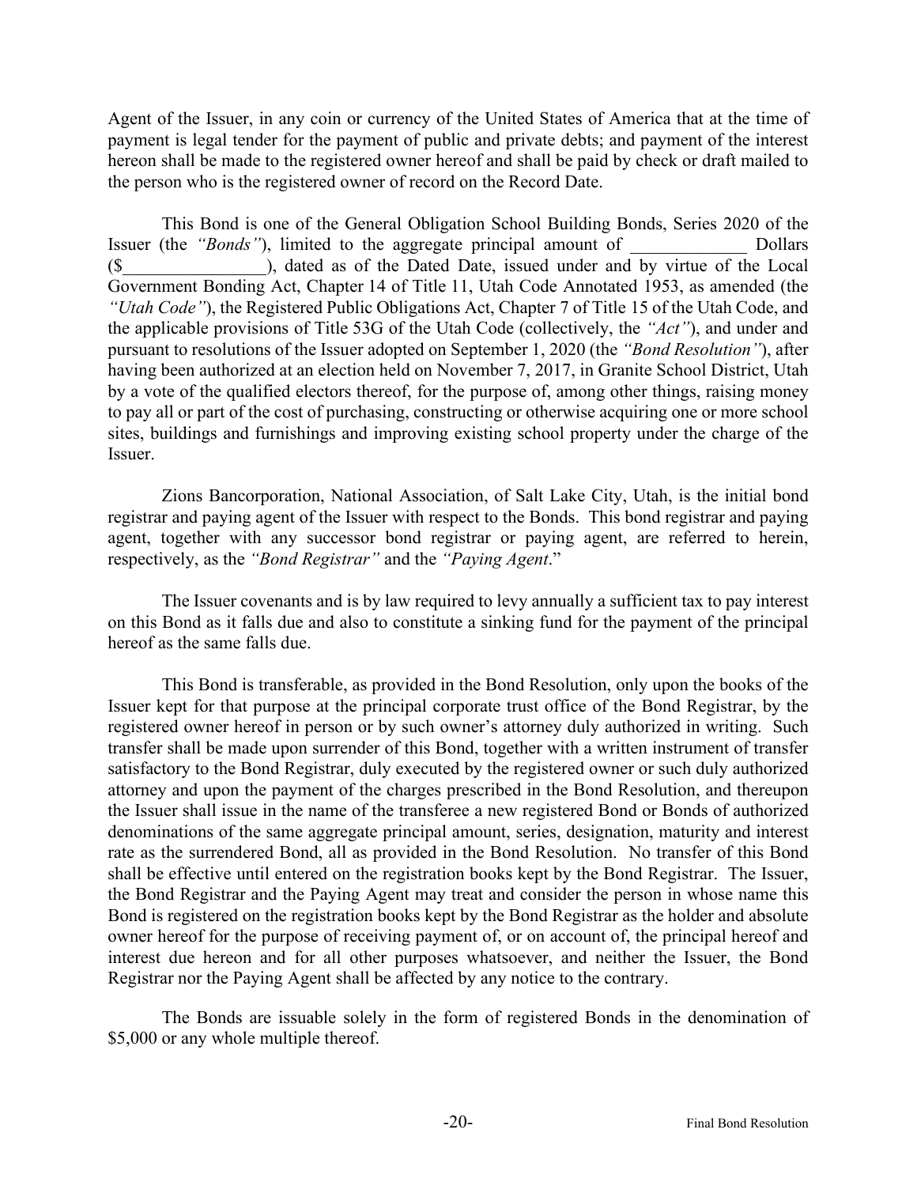Agent of the Issuer, in any coin or currency of the United States of America that at the time of payment is legal tender for the payment of public and private debts; and payment of the interest hereon shall be made to the registered owner hereof and shall be paid by check or draft mailed to the person who is the registered owner of record on the Record Date.

This Bond is one of the General Obligation School Building Bonds, Series 2020 of the Issuer (the *"Bonds"*), limited to the aggregate principal amount of _____________ Dollars ($________________), dated as of the Dated Date, issued under and by virtue of the Local Government Bonding Act, Chapter 14 of Title 11, Utah Code Annotated 1953, as amended (the *"Utah Code"*), the Registered Public Obligations Act, Chapter 7 of Title 15 of the Utah Code, and the applicable provisions of Title 53G of the Utah Code (collectively, the *"Act"*), and under and pursuant to resolutions of the Issuer adopted on September 1, 2020 (the *"Bond Resolution"*), after having been authorized at an election held on November 7, 2017, in Granite School District, Utah by a vote of the qualified electors thereof, for the purpose of, among other things, raising money to pay all or part of the cost of purchasing, constructing or otherwise acquiring one or more school sites, buildings and furnishings and improving existing school property under the charge of the Issuer.

Zions Bancorporation, National Association, of Salt Lake City, Utah, is the initial bond registrar and paying agent of the Issuer with respect to the Bonds. This bond registrar and paying agent, together with any successor bond registrar or paying agent, are referred to herein, respectively, as the *"Bond Registrar"* and the *"Paying Agent*."

The Issuer covenants and is by law required to levy annually a sufficient tax to pay interest on this Bond as it falls due and also to constitute a sinking fund for the payment of the principal hereof as the same falls due.

This Bond is transferable, as provided in the Bond Resolution, only upon the books of the Issuer kept for that purpose at the principal corporate trust office of the Bond Registrar, by the registered owner hereof in person or by such owner's attorney duly authorized in writing. Such transfer shall be made upon surrender of this Bond, together with a written instrument of transfer satisfactory to the Bond Registrar, duly executed by the registered owner or such duly authorized attorney and upon the payment of the charges prescribed in the Bond Resolution, and thereupon the Issuer shall issue in the name of the transferee a new registered Bond or Bonds of authorized denominations of the same aggregate principal amount, series, designation, maturity and interest rate as the surrendered Bond, all as provided in the Bond Resolution. No transfer of this Bond shall be effective until entered on the registration books kept by the Bond Registrar. The Issuer, the Bond Registrar and the Paying Agent may treat and consider the person in whose name this Bond is registered on the registration books kept by the Bond Registrar as the holder and absolute owner hereof for the purpose of receiving payment of, or on account of, the principal hereof and interest due hereon and for all other purposes whatsoever, and neither the Issuer, the Bond Registrar nor the Paying Agent shall be affected by any notice to the contrary.

The Bonds are issuable solely in the form of registered Bonds in the denomination of $5,000 or any whole multiple thereof.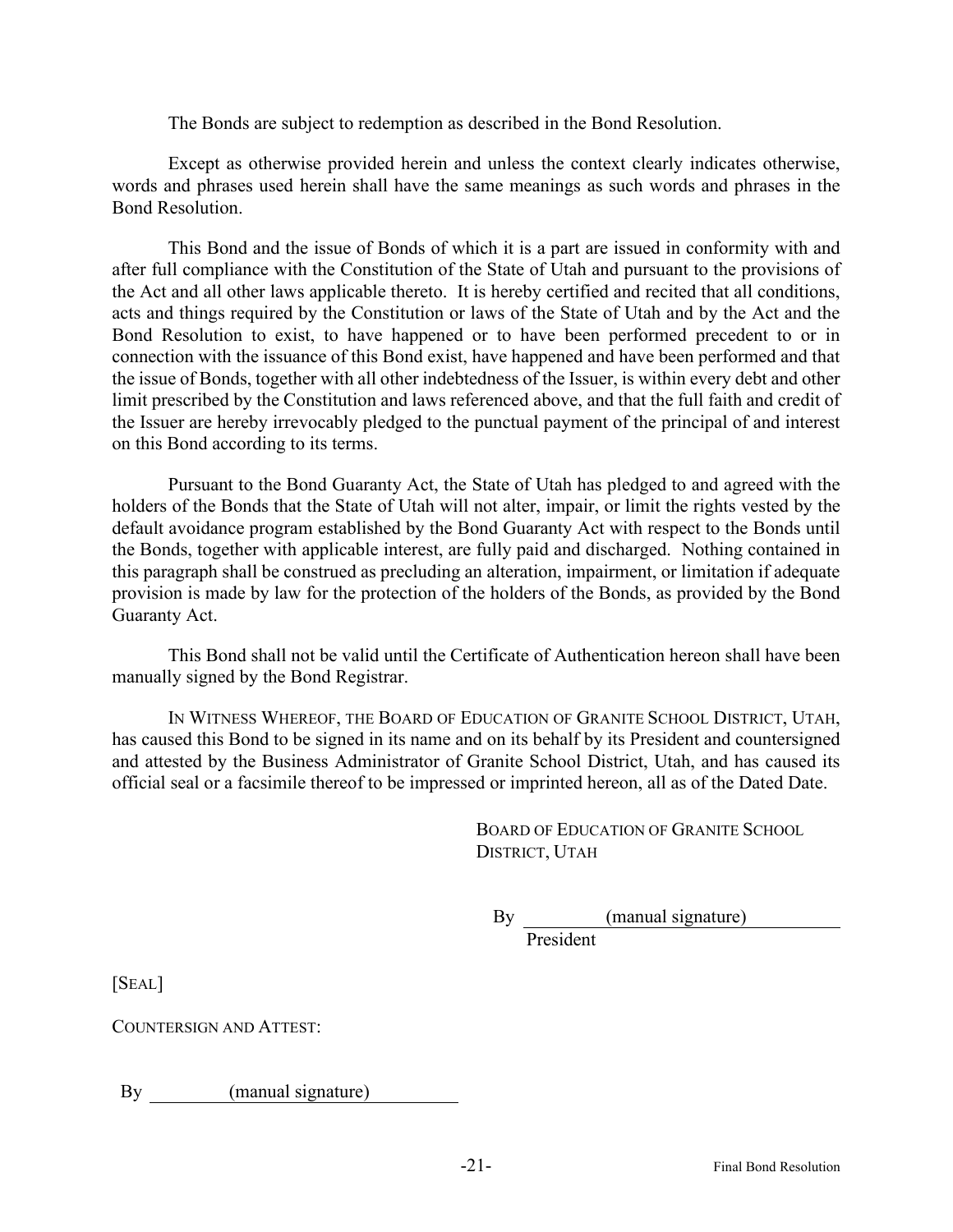The Bonds are subject to redemption as described in the Bond Resolution.

Except as otherwise provided herein and unless the context clearly indicates otherwise, words and phrases used herein shall have the same meanings as such words and phrases in the Bond Resolution.

This Bond and the issue of Bonds of which it is a part are issued in conformity with and after full compliance with the Constitution of the State of Utah and pursuant to the provisions of the Act and all other laws applicable thereto. It is hereby certified and recited that all conditions, acts and things required by the Constitution or laws of the State of Utah and by the Act and the Bond Resolution to exist, to have happened or to have been performed precedent to or in connection with the issuance of this Bond exist, have happened and have been performed and that the issue of Bonds, together with all other indebtedness of the Issuer, is within every debt and other limit prescribed by the Constitution and laws referenced above, and that the full faith and credit of the Issuer are hereby irrevocably pledged to the punctual payment of the principal of and interest on this Bond according to its terms.

Pursuant to the Bond Guaranty Act, the State of Utah has pledged to and agreed with the holders of the Bonds that the State of Utah will not alter, impair, or limit the rights vested by the default avoidance program established by the Bond Guaranty Act with respect to the Bonds until the Bonds, together with applicable interest, are fully paid and discharged. Nothing contained in this paragraph shall be construed as precluding an alteration, impairment, or limitation if adequate provision is made by law for the protection of the holders of the Bonds, as provided by the Bond Guaranty Act.

This Bond shall not be valid until the Certificate of Authentication hereon shall have been manually signed by the Bond Registrar.

IN WITNESS WHEREOF, THE BOARD OF EDUCATION OF GRANITE SCHOOL DISTRICT, UTAH, has caused this Bond to be signed in its name and on its behalf by its President and countersigned and attested by the Business Administrator of Granite School District, Utah, and has caused its official seal or a facsimile thereof to be impressed or imprinted hereon, all as of the Dated Date.

BOARD OF EDUCATION OF GRANITE SCHOOL DISTRICT, UTAH

By (manual signature)
President

[SEAL]

COUNTERSIGN AND ATTEST:

By (manual signature)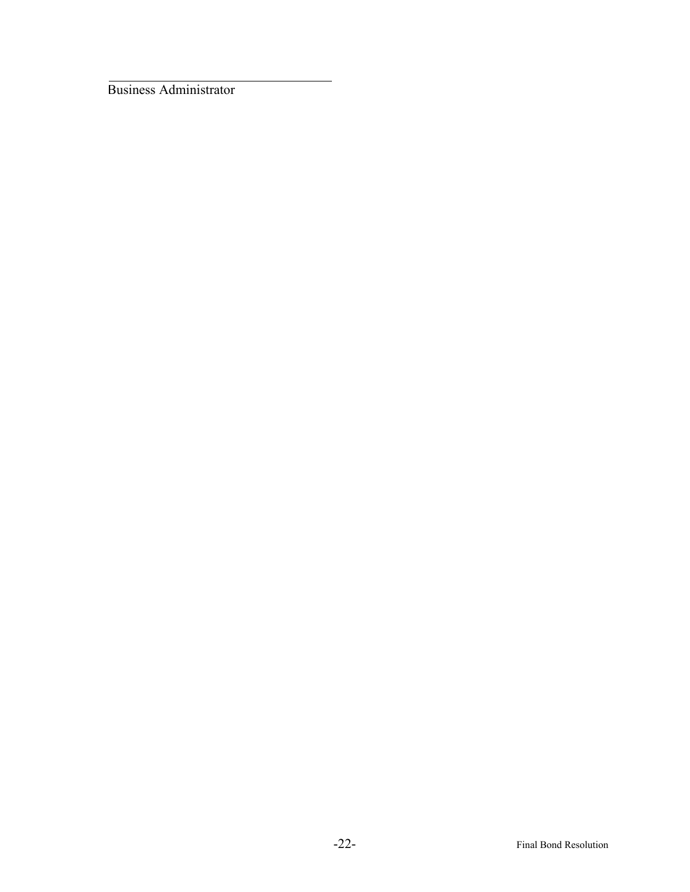\_\_\_\_\_\_\_\_\_\_\_\_\_\_\_\_\_\_\_\_\_\_\_\_\_\_\_\_\_\_\_\_

Business Administrator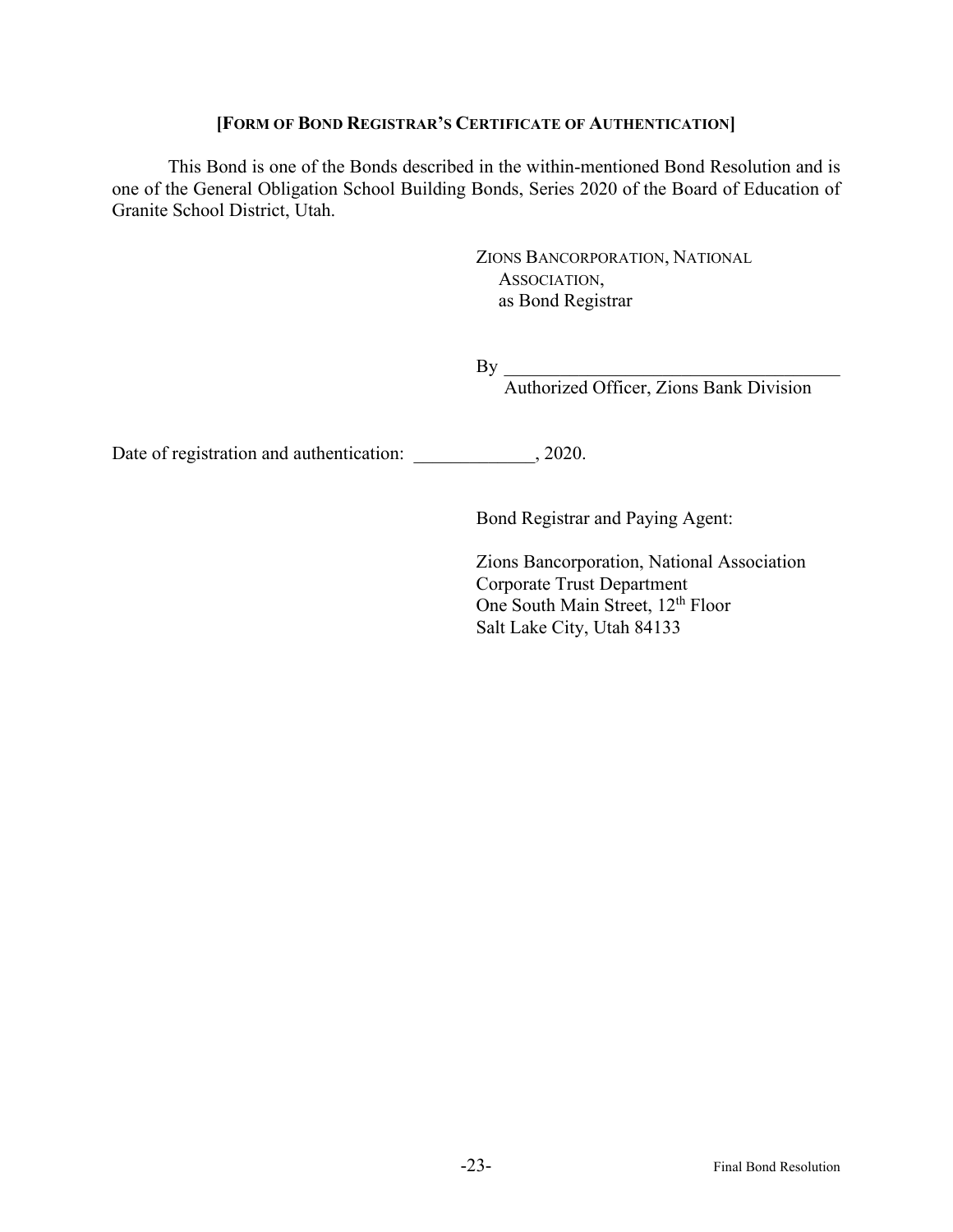**[FORM OF BOND REGISTRAR'S CERTIFICATE OF AUTHENTICATION]**

This Bond is one of the Bonds described in the within-mentioned Bond Resolution and is one of the General Obligation School Building Bonds, Series 2020 of the Board of Education of Granite School District, Utah.

ZIONS BANCORPORATION, NATIONAL ASSOCIATION,
as Bond Registrar

By ____________________________________
Authorized Officer, Zions Bank Division

Date of registration and authentication: _____________, 2020.

Bond Registrar and Paying Agent:

Zions Bancorporation, National Association
Corporate Trust Department
One South Main Street, 12th Floor
Salt Lake City, Utah 84133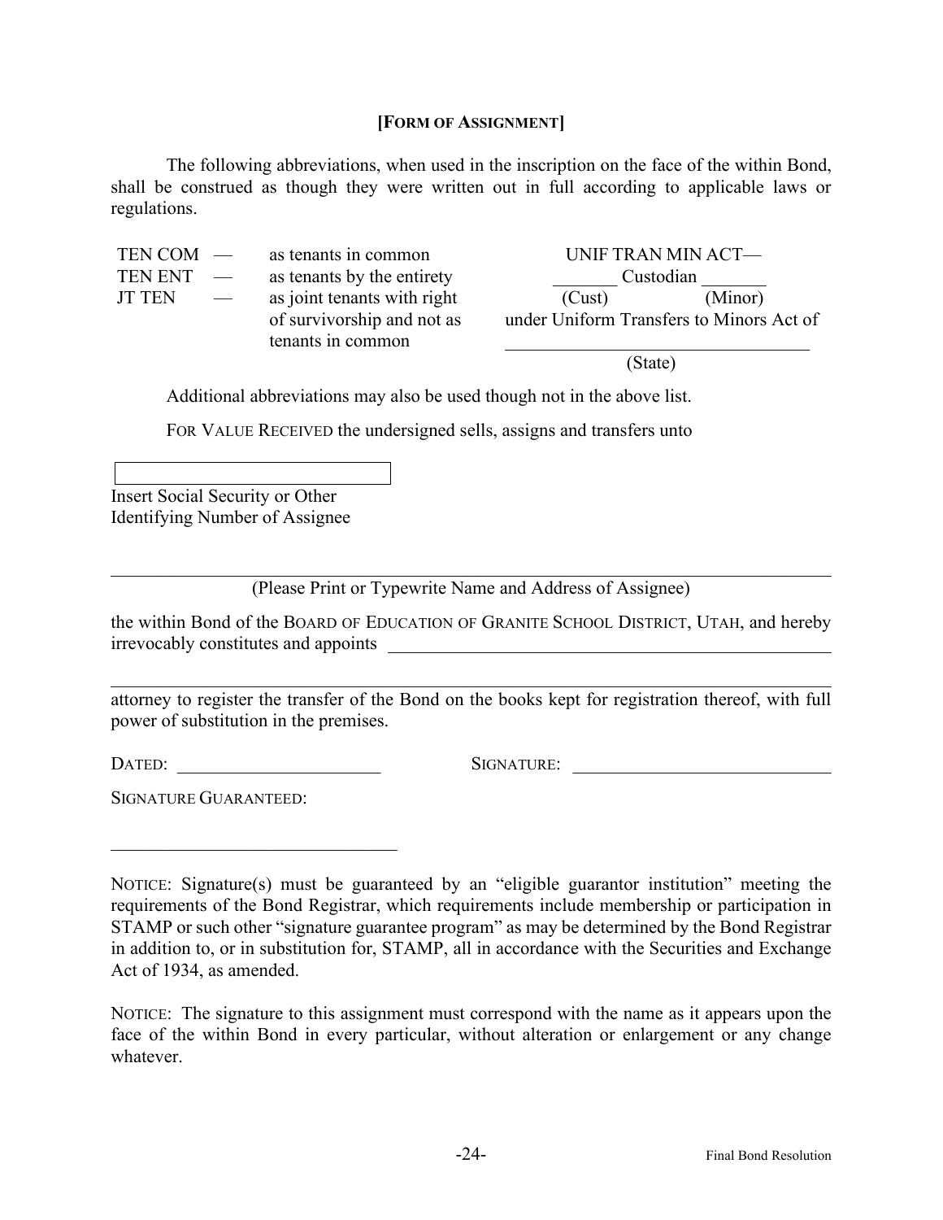**[FORM OF ASSIGNMENT]**

The following abbreviations, when used in the inscription on the face of the within Bond, shall be construed as though they were written out in full according to applicable laws or regulations.

| | | |
|---|---|---|
| TEN COM — | as tenants in common | UNIF TRAN MIN ACT— |
| TEN ENT — | as tenants by the entirety | _______ Custodian _______ (Cust) (Minor) |
| JT TEN — | as joint tenants with right of survivorship and not as tenants in common | under Uniform Transfers to Minors Act of _______________________ (State) |

Additional abbreviations may also be used though not in the above list.

FOR VALUE RECEIVED the undersigned sells, assigns and transfers unto

[                                        ]
Insert Social Security or Other Identifying Number of Assignee

_______________________________________________________________
(Please Print or Typewrite Name and Address of Assignee)

the within Bond of the BOARD OF EDUCATION OF GRANITE SCHOOL DISTRICT, UTAH, and hereby irrevocably constitutes and appoints _______________________________________

_______________________________________________________________
attorney to register the transfer of the Bond on the books kept for registration thereof, with full power of substitution in the premises.

DATED: ______________________ SIGNATURE: ____________________________

SIGNATURE GUARANTEED:

_______________________________

NOTICE: Signature(s) must be guaranteed by an "eligible guarantor institution" meeting the requirements of the Bond Registrar, which requirements include membership or participation in STAMP or such other "signature guarantee program" as may be determined by the Bond Registrar in addition to, or in substitution for, STAMP, all in accordance with the Securities and Exchange Act of 1934, as amended.

NOTICE: The signature to this assignment must correspond with the name as it appears upon the face of the within Bond in every particular, without alteration or enlargement or any change whatever.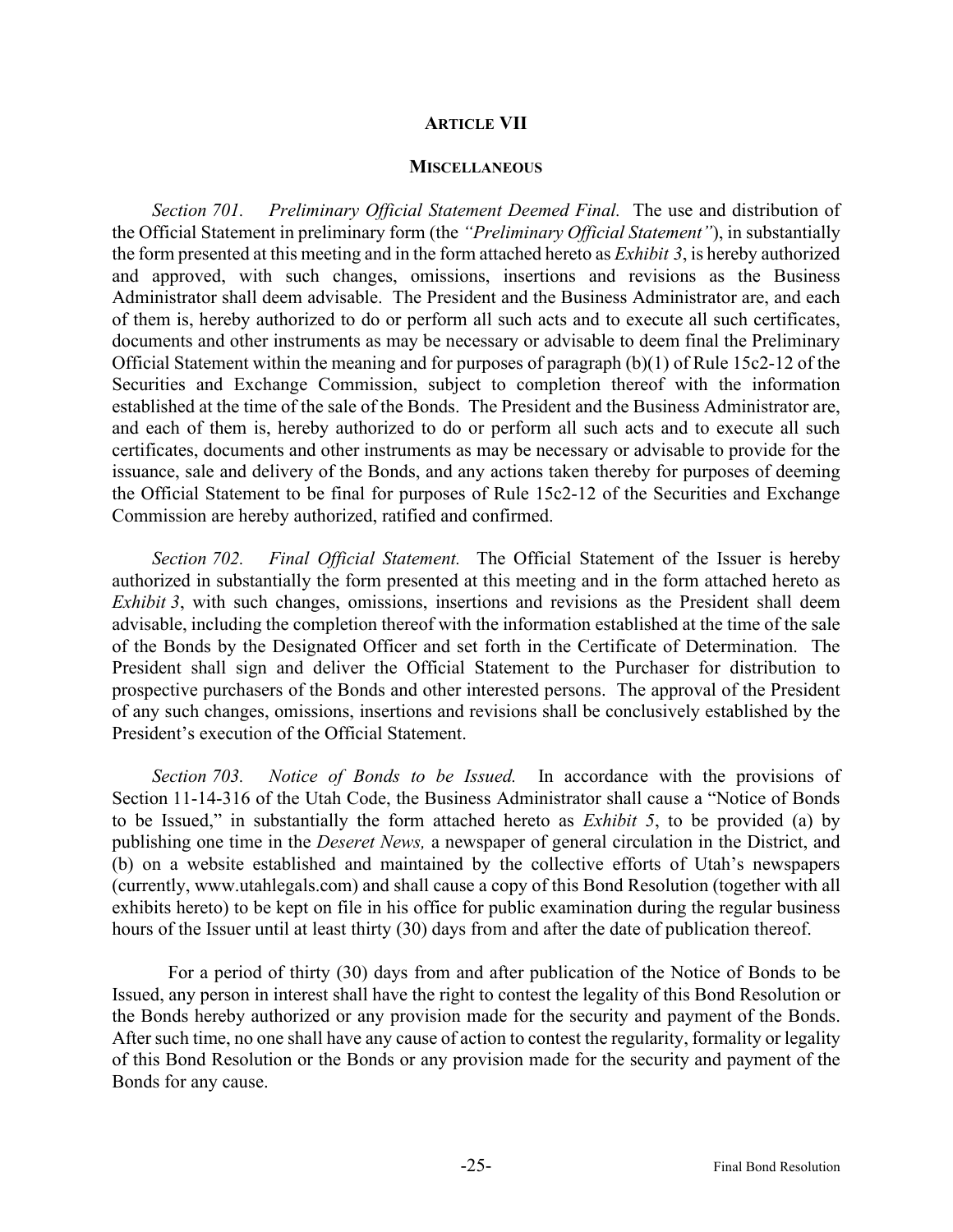## ARTICLE VII

### MISCELLANEOUS

*Section 701. Preliminary Official Statement Deemed Final.* The use and distribution of the Official Statement in preliminary form (the *"Preliminary Official Statement"*), in substantially the form presented at this meeting and in the form attached hereto as *Exhibit 3*, is hereby authorized and approved, with such changes, omissions, insertions and revisions as the Business Administrator shall deem advisable. The President and the Business Administrator are, and each of them is, hereby authorized to do or perform all such acts and to execute all such certificates, documents and other instruments as may be necessary or advisable to deem final the Preliminary Official Statement within the meaning and for purposes of paragraph (b)(1) of Rule 15c2-12 of the Securities and Exchange Commission, subject to completion thereof with the information established at the time of the sale of the Bonds. The President and the Business Administrator are, and each of them is, hereby authorized to do or perform all such acts and to execute all such certificates, documents and other instruments as may be necessary or advisable to provide for the issuance, sale and delivery of the Bonds, and any actions taken thereby for purposes of deeming the Official Statement to be final for purposes of Rule 15c2-12 of the Securities and Exchange Commission are hereby authorized, ratified and confirmed.

*Section 702. Final Official Statement.* The Official Statement of the Issuer is hereby authorized in substantially the form presented at this meeting and in the form attached hereto as *Exhibit 3*, with such changes, omissions, insertions and revisions as the President shall deem advisable, including the completion thereof with the information established at the time of the sale of the Bonds by the Designated Officer and set forth in the Certificate of Determination. The President shall sign and deliver the Official Statement to the Purchaser for distribution to prospective purchasers of the Bonds and other interested persons. The approval of the President of any such changes, omissions, insertions and revisions shall be conclusively established by the President's execution of the Official Statement.

*Section 703. Notice of Bonds to be Issued.* In accordance with the provisions of Section 11-14-316 of the Utah Code, the Business Administrator shall cause a "Notice of Bonds to be Issued," in substantially the form attached hereto as *Exhibit 5*, to be provided (a) by publishing one time in the *Deseret News,* a newspaper of general circulation in the District, and (b) on a website established and maintained by the collective efforts of Utah's newspapers (currently, www.utahlegals.com) and shall cause a copy of this Bond Resolution (together with all exhibits hereto) to be kept on file in his office for public examination during the regular business hours of the Issuer until at least thirty (30) days from and after the date of publication thereof.

For a period of thirty (30) days from and after publication of the Notice of Bonds to be Issued, any person in interest shall have the right to contest the legality of this Bond Resolution or the Bonds hereby authorized or any provision made for the security and payment of the Bonds. After such time, no one shall have any cause of action to contest the regularity, formality or legality of this Bond Resolution or the Bonds or any provision made for the security and payment of the Bonds for any cause.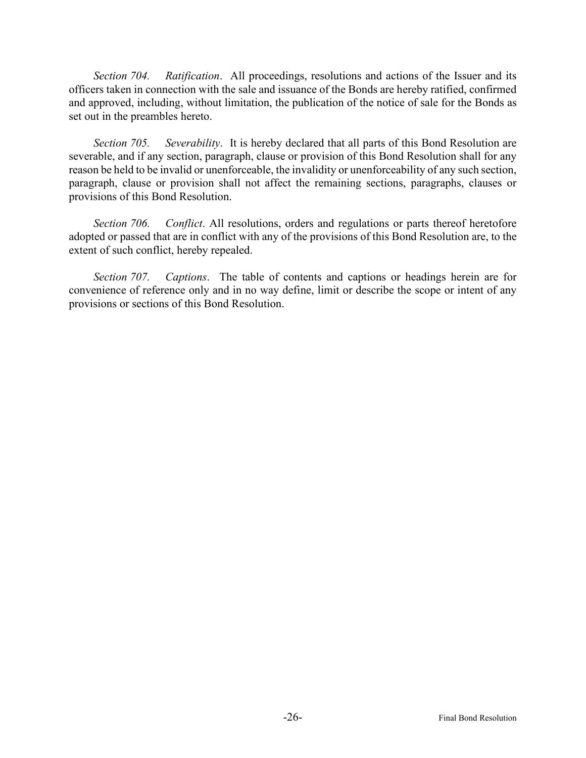*Section 704. Ratification*. All proceedings, resolutions and actions of the Issuer and its officers taken in connection with the sale and issuance of the Bonds are hereby ratified, confirmed and approved, including, without limitation, the publication of the notice of sale for the Bonds as set out in the preambles hereto.

*Section 705. Severability*. It is hereby declared that all parts of this Bond Resolution are severable, and if any section, paragraph, clause or provision of this Bond Resolution shall for any reason be held to be invalid or unenforceable, the invalidity or unenforceability of any such section, paragraph, clause or provision shall not affect the remaining sections, paragraphs, clauses or provisions of this Bond Resolution.

*Section 706. Conflict*. All resolutions, orders and regulations or parts thereof heretofore adopted or passed that are in conflict with any of the provisions of this Bond Resolution are, to the extent of such conflict, hereby repealed.

*Section 707. Captions*. The table of contents and captions or headings herein are for convenience of reference only and in no way define, limit or describe the scope or intent of any provisions or sections of this Bond Resolution.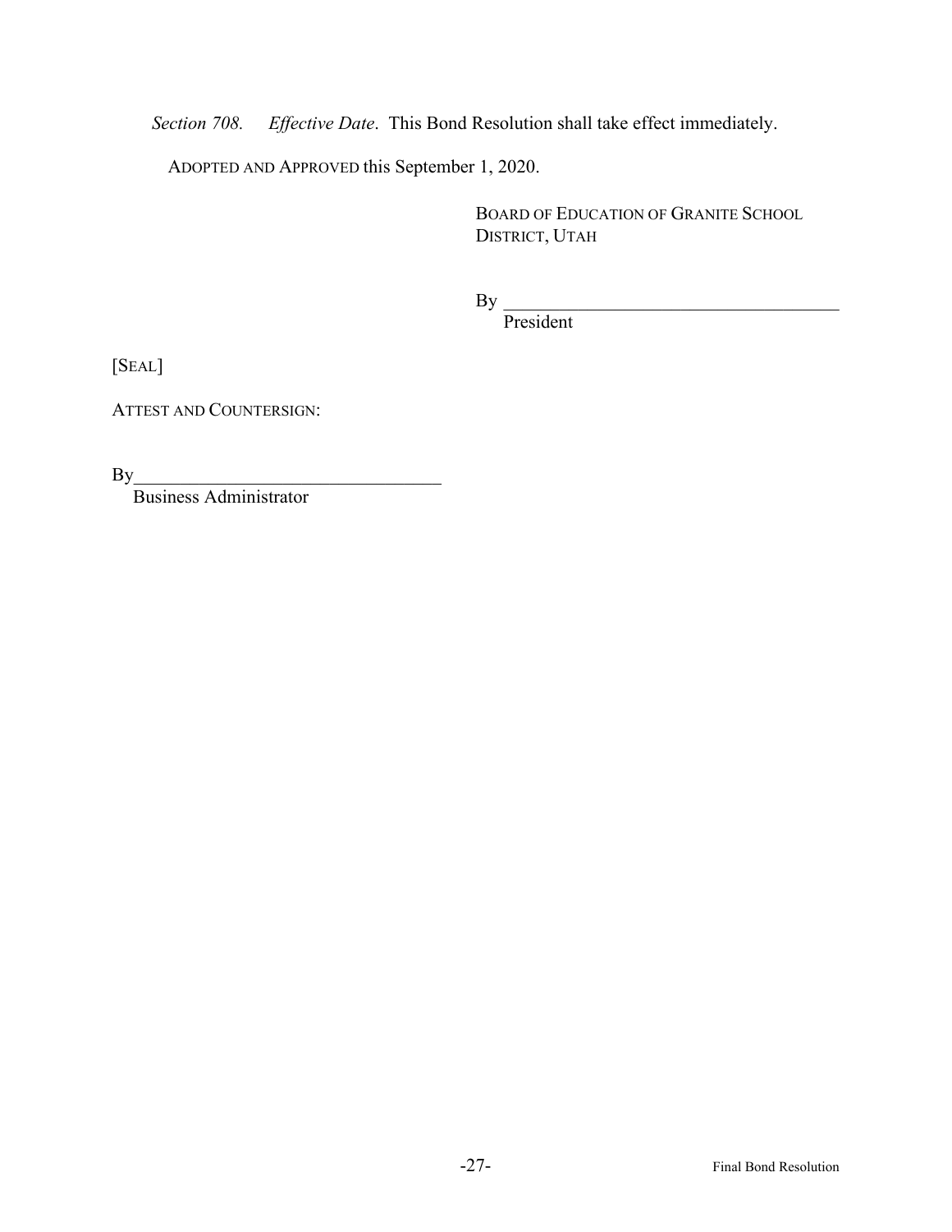*Section 708. Effective Date*. This Bond Resolution shall take effect immediately.

ADOPTED AND APPROVED this September 1, 2020.

BOARD OF EDUCATION OF GRANITE SCHOOL DISTRICT, UTAH

By ____________________________________
President

[SEAL]

ATTEST AND COUNTERSIGN:

By_________________________________
Business Administrator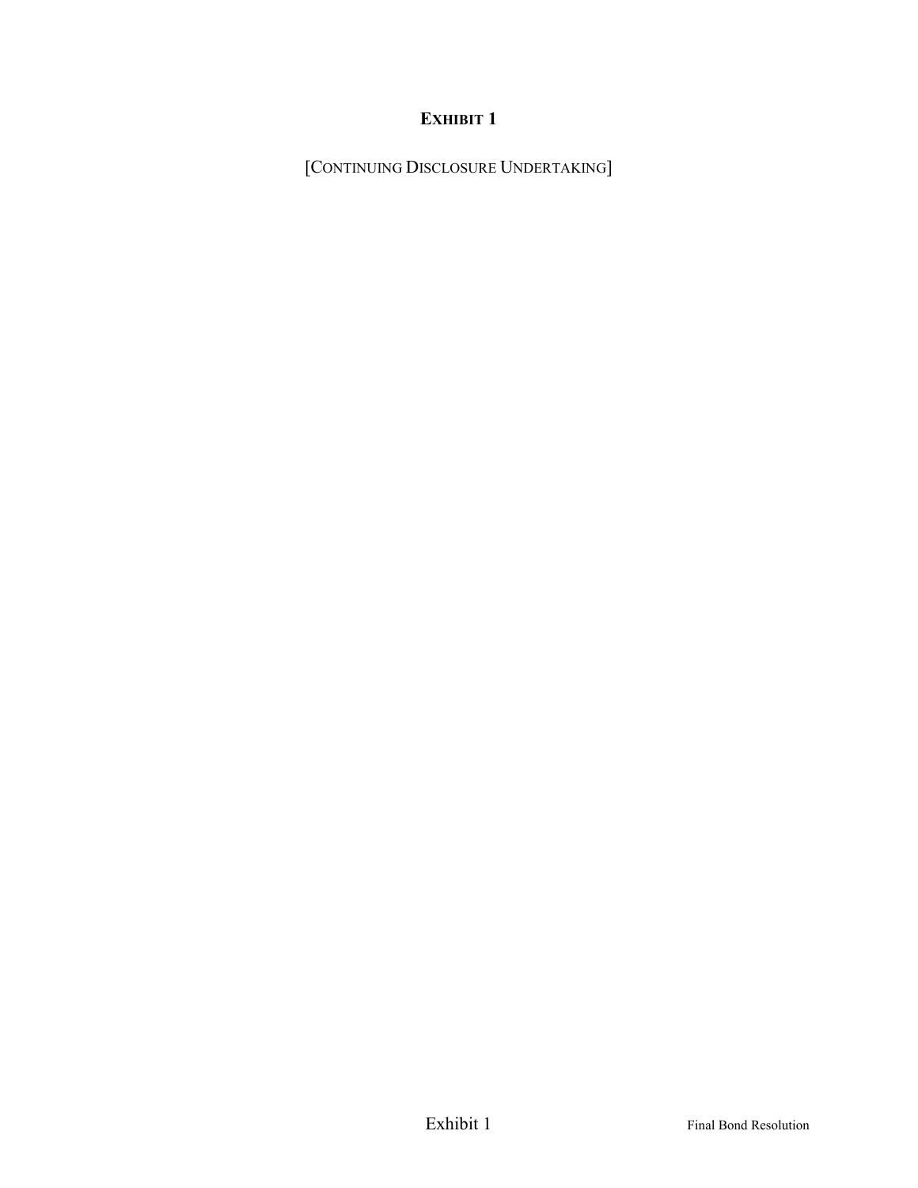# EXHIBIT 1

[CONTINUING DISCLOSURE UNDERTAKING]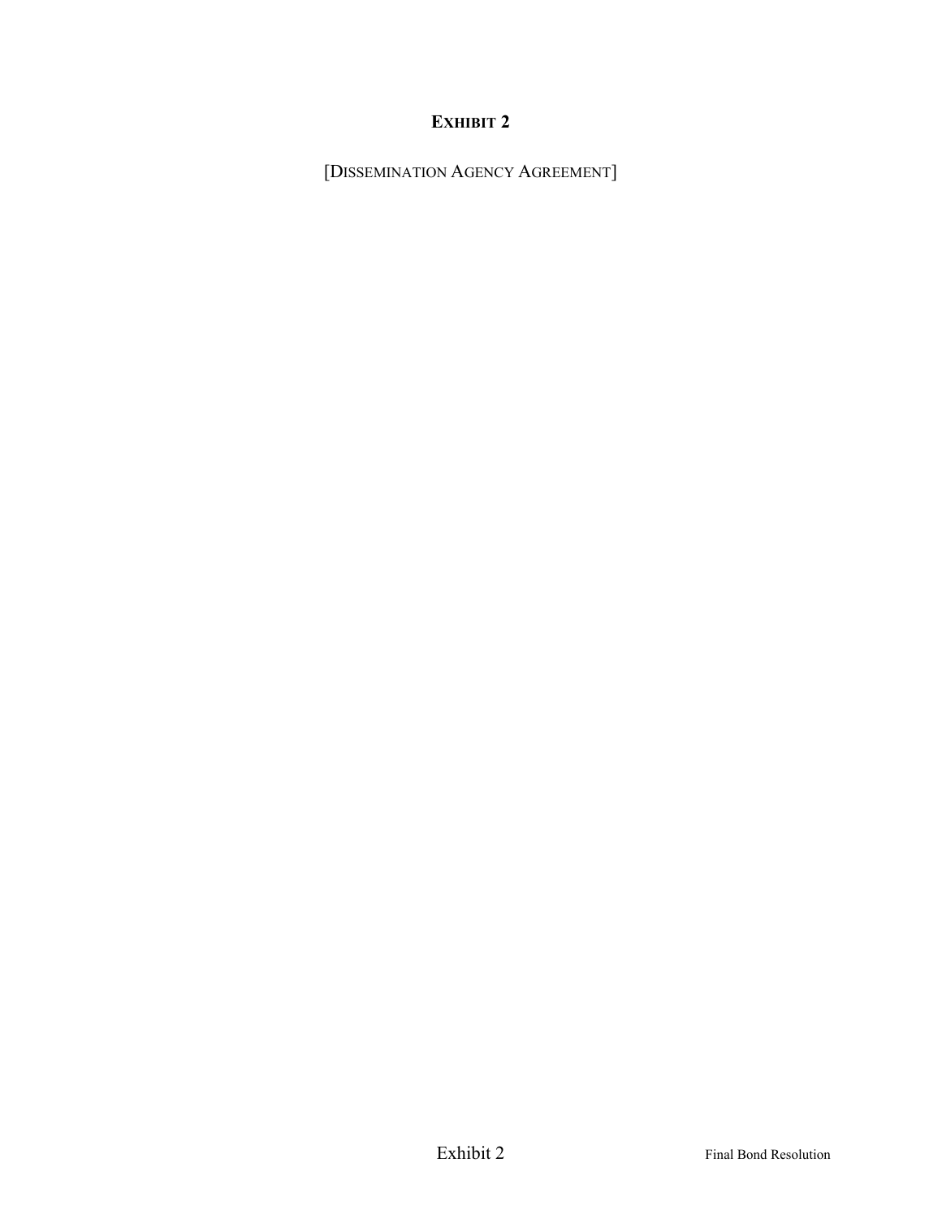# EXHIBIT 2

[DISSEMINATION AGENCY AGREEMENT]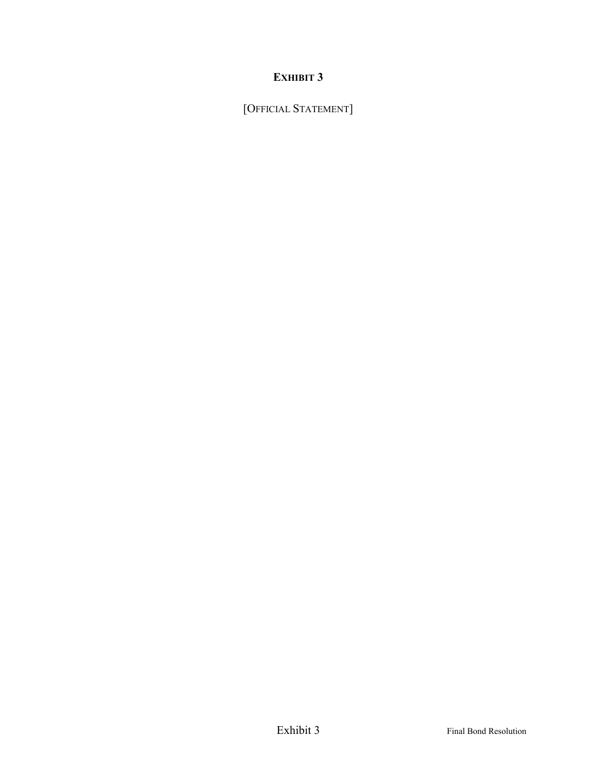# EXHIBIT 3

[OFFICIAL STATEMENT]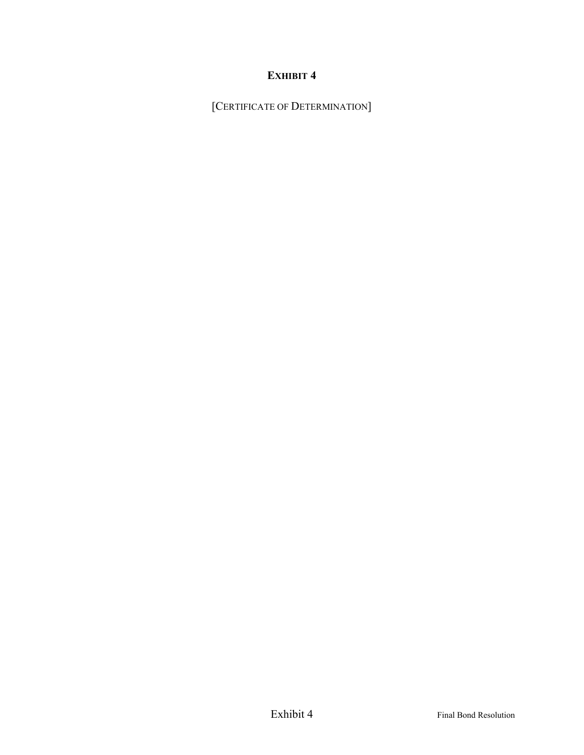# **EXHIBIT 4**

[CERTIFICATE OF DETERMINATION]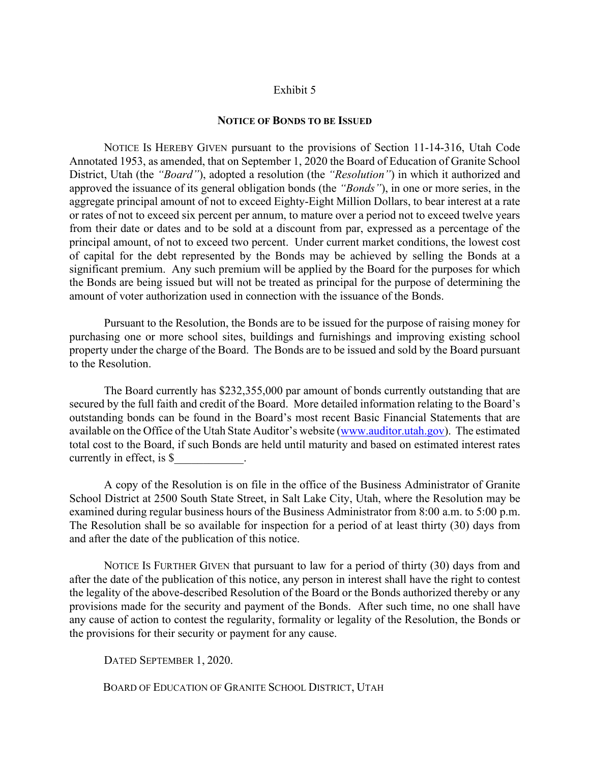Exhibit 5

**NOTICE OF BONDS TO BE ISSUED**

NOTICE IS HEREBY GIVEN pursuant to the provisions of Section 11-14-316, Utah Code Annotated 1953, as amended, that on September 1, 2020 the Board of Education of Granite School District, Utah (the *"Board"*), adopted a resolution (the *"Resolution"*) in which it authorized and approved the issuance of its general obligation bonds (the *"Bonds"*), in one or more series, in the aggregate principal amount of not to exceed Eighty-Eight Million Dollars, to bear interest at a rate or rates of not to exceed six percent per annum, to mature over a period not to exceed twelve years from their date or dates and to be sold at a discount from par, expressed as a percentage of the principal amount, of not to exceed two percent. Under current market conditions, the lowest cost of capital for the debt represented by the Bonds may be achieved by selling the Bonds at a significant premium. Any such premium will be applied by the Board for the purposes for which the Bonds are being issued but will not be treated as principal for the purpose of determining the amount of voter authorization used in connection with the issuance of the Bonds.

Pursuant to the Resolution, the Bonds are to be issued for the purpose of raising money for purchasing one or more school sites, buildings and furnishings and improving existing school property under the charge of the Board. The Bonds are to be issued and sold by the Board pursuant to the Resolution.

The Board currently has $232,355,000 par amount of bonds currently outstanding that are secured by the full faith and credit of the Board. More detailed information relating to the Board's outstanding bonds can be found in the Board's most recent Basic Financial Statements that are available on the Office of the Utah State Auditor's website (www.auditor.utah.gov). The estimated total cost to the Board, if such Bonds are held until maturity and based on estimated interest rates currently in effect, is $____________.

A copy of the Resolution is on file in the office of the Business Administrator of Granite School District at 2500 South State Street, in Salt Lake City, Utah, where the Resolution may be examined during regular business hours of the Business Administrator from 8:00 a.m. to 5:00 p.m. The Resolution shall be so available for inspection for a period of at least thirty (30) days from and after the date of the publication of this notice.

NOTICE IS FURTHER GIVEN that pursuant to law for a period of thirty (30) days from and after the date of the publication of this notice, any person in interest shall have the right to contest the legality of the above-described Resolution of the Board or the Bonds authorized thereby or any provisions made for the security and payment of the Bonds. After such time, no one shall have any cause of action to contest the regularity, formality or legality of the Resolution, the Bonds or the provisions for their security or payment for any cause.

DATED SEPTEMBER 1, 2020.

BOARD OF EDUCATION OF GRANITE SCHOOL DISTRICT, UTAH